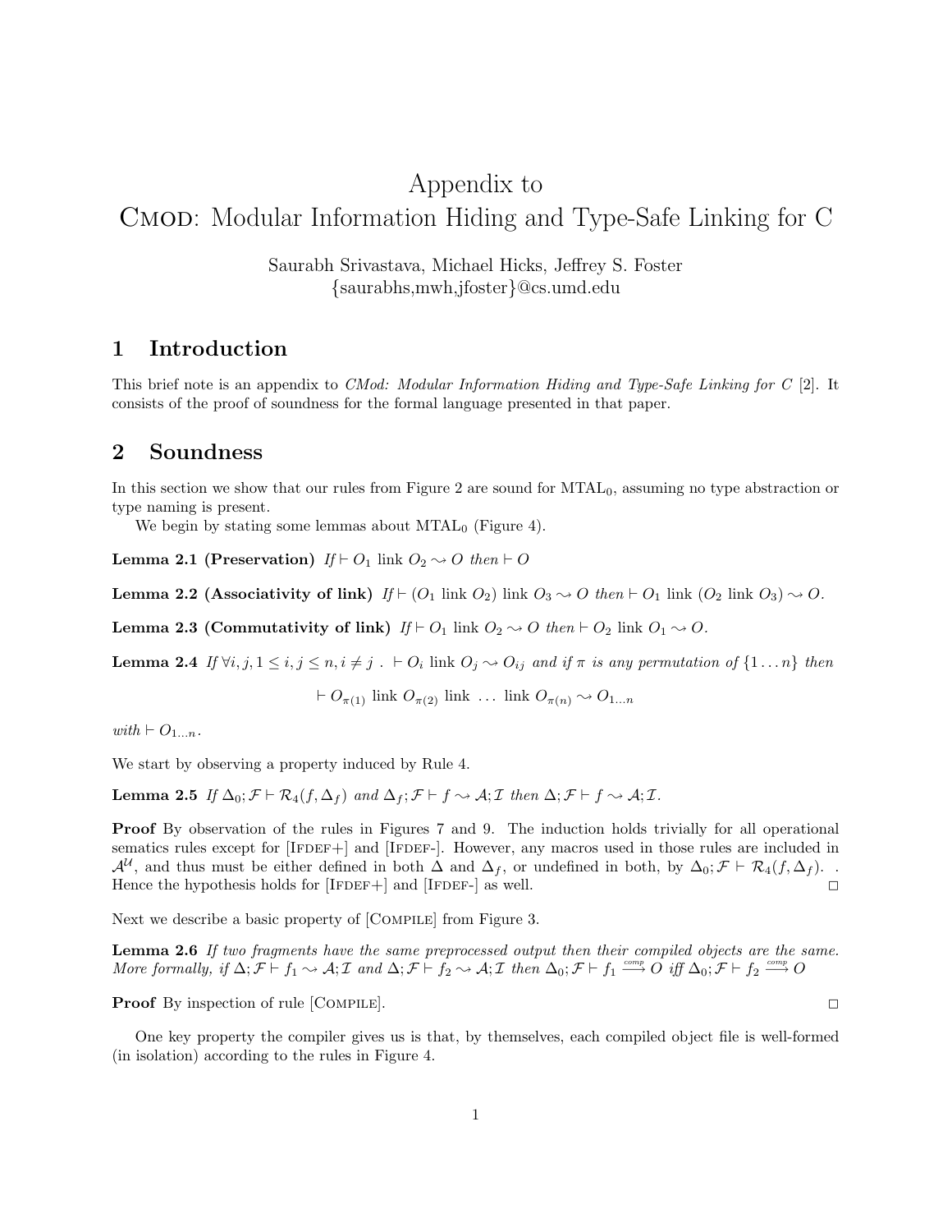# Appendix to
# CMod: Modular Information Hiding and Type-Safe Linking for C

Saurabh Srivastava, Michael Hicks, Jeffrey S. Foster
{saurabhs,mwh,jfoster}@cs.umd.edu

## 1 Introduction

This brief note is an appendix to *CMod: Modular Information Hiding and Type-Safe Linking for C* [2]. It consists of the proof of soundness for the formal language presented in that paper.

## 2 Soundness

In this section we show that our rules from Figure 2 are sound for $\text{MTAL}_0$, assuming no type abstraction or type naming is present.

We begin by stating some lemmas about $\text{MTAL}_0$ (Figure 4).

**Lemma 2.1 (Preservation)** *If* $\vdash O_1 \text{ link } O_2 \rightsquigarrow O$ *then* $\vdash O$

**Lemma 2.2 (Associativity of link)** *If* $\vdash (O_1 \text{ link } O_2) \text{ link } O_3 \rightsquigarrow O$ *then* $\vdash O_1 \text{ link } (O_2 \text{ link } O_3) \rightsquigarrow O$.

**Lemma 2.3 (Commutativity of link)** *If* $\vdash O_1 \text{ link } O_2 \rightsquigarrow O$ *then* $\vdash O_2 \text{ link } O_1 \rightsquigarrow O$.

**Lemma 2.4** *If* $\forall i,j, 1 \leq i,j \leq n, i \neq j \;.\; \vdash O_i \text{ link } O_j \rightsquigarrow O_{ij}$ *and if* $\pi$ *is any permutation of* $\{1 \ldots n\}$ *then*

$$\vdash O_{\pi(1)} \text{ link } O_{\pi(2)} \text{ link } \ldots \text{ link } O_{\pi(n)} \rightsquigarrow O_{1\ldots n}$$

*with* $\vdash O_{1\ldots n}$.

We start by observing a property induced by Rule 4.

**Lemma 2.5** *If* $\Delta_0; \mathcal{F} \vdash \mathcal{R}_4(f, \Delta_f)$ *and* $\Delta_f; \mathcal{F} \vdash f \rightsquigarrow \mathcal{A}; \mathcal{I}$ *then* $\Delta; \mathcal{F} \vdash f \rightsquigarrow \mathcal{A}; \mathcal{I}$.

**Proof** By observation of the rules in Figures 7 and 9. The induction holds trivially for all operational sematics rules except for [IFDEF+] and [IFDEF-]. However, any macros used in those rules are included in $\mathcal{A}^{\mathcal{U}}$, and thus must be either defined in both $\Delta$ and $\Delta_f$, or undefined in both, by $\Delta_0; \mathcal{F} \vdash \mathcal{R}_4(f, \Delta_f)$. . Hence the hypothesis holds for [IFDEF+] and [IFDEF-] as well. □

Next we describe a basic property of [COMPILE] from Figure 3.

**Lemma 2.6** *If two fragments have the same preprocessed output then their compiled objects are the same. More formally, if* $\Delta; \mathcal{F} \vdash f_1 \rightsquigarrow \mathcal{A}; \mathcal{I}$ *and* $\Delta; \mathcal{F} \vdash f_2 \rightsquigarrow \mathcal{A}; \mathcal{I}$ *then* $\Delta_0; \mathcal{F} \vdash f_1 \overset{comp}{\longrightarrow} O$ *iff* $\Delta_0; \mathcal{F} \vdash f_2 \overset{comp}{\longrightarrow} O$

**Proof** By inspection of rule [COMPILE]. □

One key property the compiler gives us is that, by themselves, each compiled object file is well-formed (in isolation) according to the rules in Figure 4.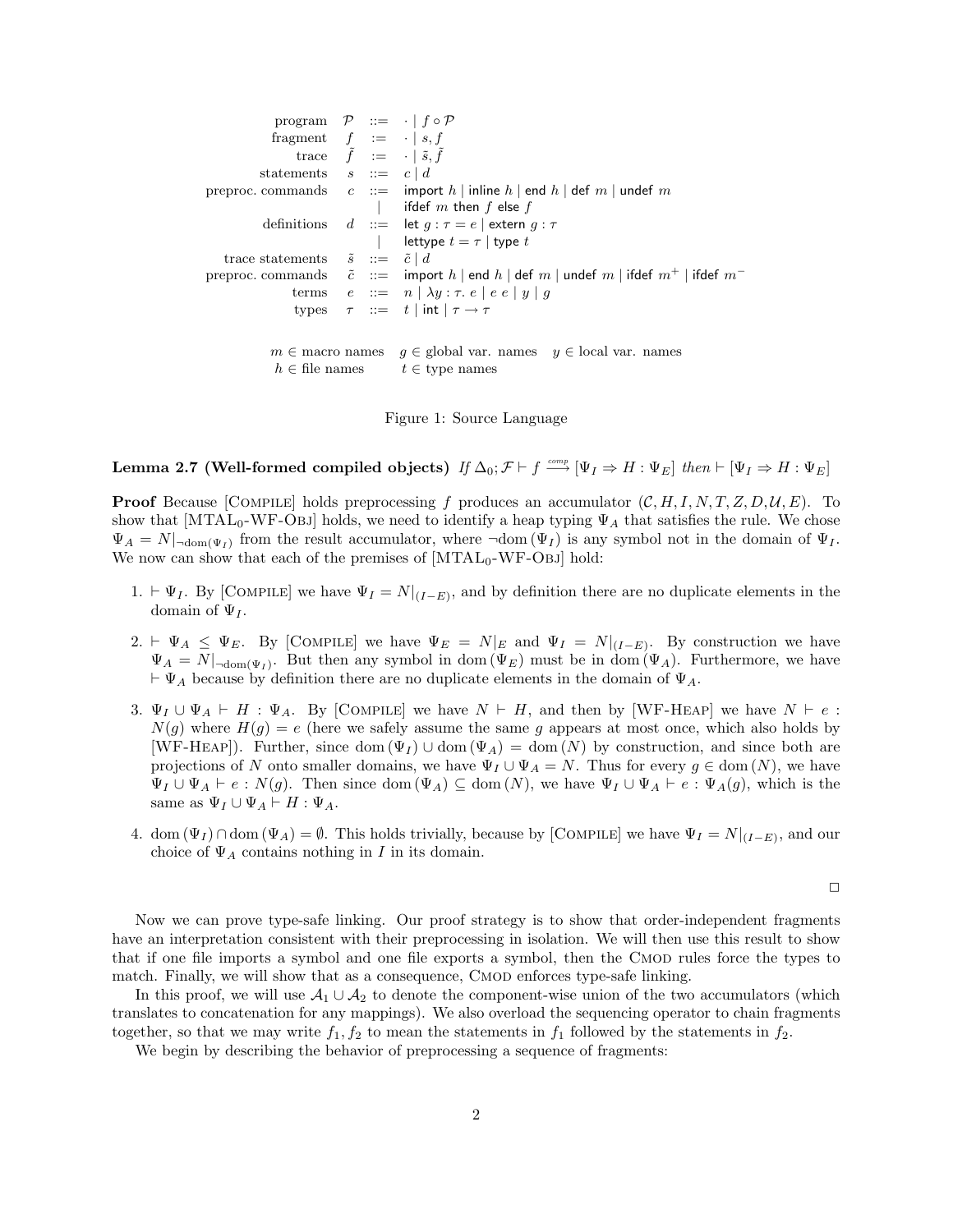$$
\begin{array}{rrcl}
\text{program} & \mathcal{P} & ::= & \cdot \mid f \circ \mathcal{P} \\
\text{fragment} & f & := & \cdot \mid s, f \\
\text{trace} & \tilde{f} & := & \cdot \mid \tilde{s}, \tilde{f} \\
\text{statements} & s & ::= & c \mid d \\
\text{preproc. commands} & c & ::= & \mathsf{import}\ h \mid \mathsf{inline}\ h \mid \mathsf{end}\ h \mid \mathsf{def}\ m \mid \mathsf{undef}\ m \\
& & \mid & \mathsf{ifdef}\ m\ \mathsf{then}\ f\ \mathsf{else}\ f \\
\text{definitions} & d & ::= & \mathsf{let}\ g : \tau = e \mid \mathsf{extern}\ g : \tau \\
& & \mid & \mathsf{lettype}\ t = \tau \mid \mathsf{type}\ t \\
\text{trace statements} & \tilde{s} & ::= & \tilde{c} \mid d \\
\text{preproc. commands} & \tilde{c} & ::= & \mathsf{import}\ h \mid \mathsf{end}\ h \mid \mathsf{def}\ m \mid \mathsf{undef}\ m \mid \mathsf{ifdef}\ m^{+} \mid \mathsf{ifdef}\ m^{-} \\
\text{terms} & e & ::= & n \mid \lambda y : \tau.\ e \mid e\ e \mid y \mid g \\
\text{types} & \tau & ::= & t \mid \mathsf{int} \mid \tau \rightarrow \tau
\end{array}
$$

$m \in$ macro names $\quad g \in$ global var. names $\quad y \in$ local var. names
$h \in$ file names $\quad t \in$ type names

Figure 1: Source Language

**Lemma 2.7 (Well-formed compiled objects)** *If* $\Delta_0; \mathcal{F} \vdash f \xrightarrow{comp} [\Psi_I \Rightarrow H : \Psi_E]$ *then* $\vdash [\Psi_I \Rightarrow H : \Psi_E]$

**Proof** Because [Compile] holds preprocessing $f$ produces an accumulator $(\mathcal{C}, H, I, N, T, Z, D, \mathcal{U}, E)$. To show that [MTAL$_0$-WF-Obj] holds, we need to identify a heap typing $\Psi_A$ that satisfies the rule. We chose $\Psi_A = N|_{\neg\mathrm{dom}(\Psi_I)}$ from the result accumulator, where $\neg\mathrm{dom}(\Psi_I)$ is any symbol not in the domain of $\Psi_I$. We now can show that each of the premises of [MTAL$_0$-WF-Obj] hold:

1. $\vdash \Psi_I$. By [Compile] we have $\Psi_I = N|_{(I-E)}$, and by definition there are no duplicate elements in the domain of $\Psi_I$.

2. $\vdash \Psi_A \leq \Psi_E$. By [Compile] we have $\Psi_E = N|_E$ and $\Psi_I = N|_{(I-E)}$. By construction we have $\Psi_A = N|_{\neg\mathrm{dom}(\Psi_I)}$. But then any symbol in $\mathrm{dom}(\Psi_E)$ must be in $\mathrm{dom}(\Psi_A)$. Furthermore, we have $\vdash \Psi_A$ because by definition there are no duplicate elements in the domain of $\Psi_A$.

3. $\Psi_I \cup \Psi_A \vdash H : \Psi_A$. By [Compile] we have $N \vdash H$, and then by [WF-Heap] we have $N \vdash e : N(g)$ where $H(g) = e$ (here we safely assume the same $g$ appears at most once, which also holds by [WF-Heap]). Further, since $\mathrm{dom}(\Psi_I) \cup \mathrm{dom}(\Psi_A) = \mathrm{dom}(N)$ by construction, and since both are projections of $N$ onto smaller domains, we have $\Psi_I \cup \Psi_A = N$. Thus for every $g \in \mathrm{dom}(N)$, we have $\Psi_I \cup \Psi_A \vdash e : N(g)$. Then since $\mathrm{dom}(\Psi_A) \subseteq \mathrm{dom}(N)$, we have $\Psi_I \cup \Psi_A \vdash e : \Psi_A(g)$, which is the same as $\Psi_I \cup \Psi_A \vdash H : \Psi_A$.

4. $\mathrm{dom}(\Psi_I) \cap \mathrm{dom}(\Psi_A) = \emptyset$. This holds trivially, because by [Compile] we have $\Psi_I = N|_{(I-E)}$, and our choice of $\Psi_A$ contains nothing in $I$ in its domain.

$\square$

Now we can prove type-safe linking. Our proof strategy is to show that order-independent fragments have an interpretation consistent with their preprocessing in isolation. We will then use this result to show that if one file imports a symbol and one file exports a symbol, then the Cmod rules force the types to match. Finally, we will show that as a consequence, Cmod enforces type-safe linking.

In this proof, we will use $\mathcal{A}_1 \cup \mathcal{A}_2$ to denote the component-wise union of the two accumulators (which translates to concatenation for any mappings). We also overload the sequencing operator to chain fragments together, so that we may write $f_1, f_2$ to mean the statements in $f_1$ followed by the statements in $f_2$.

We begin by describing the behavior of preprocessing a sequence of fragments: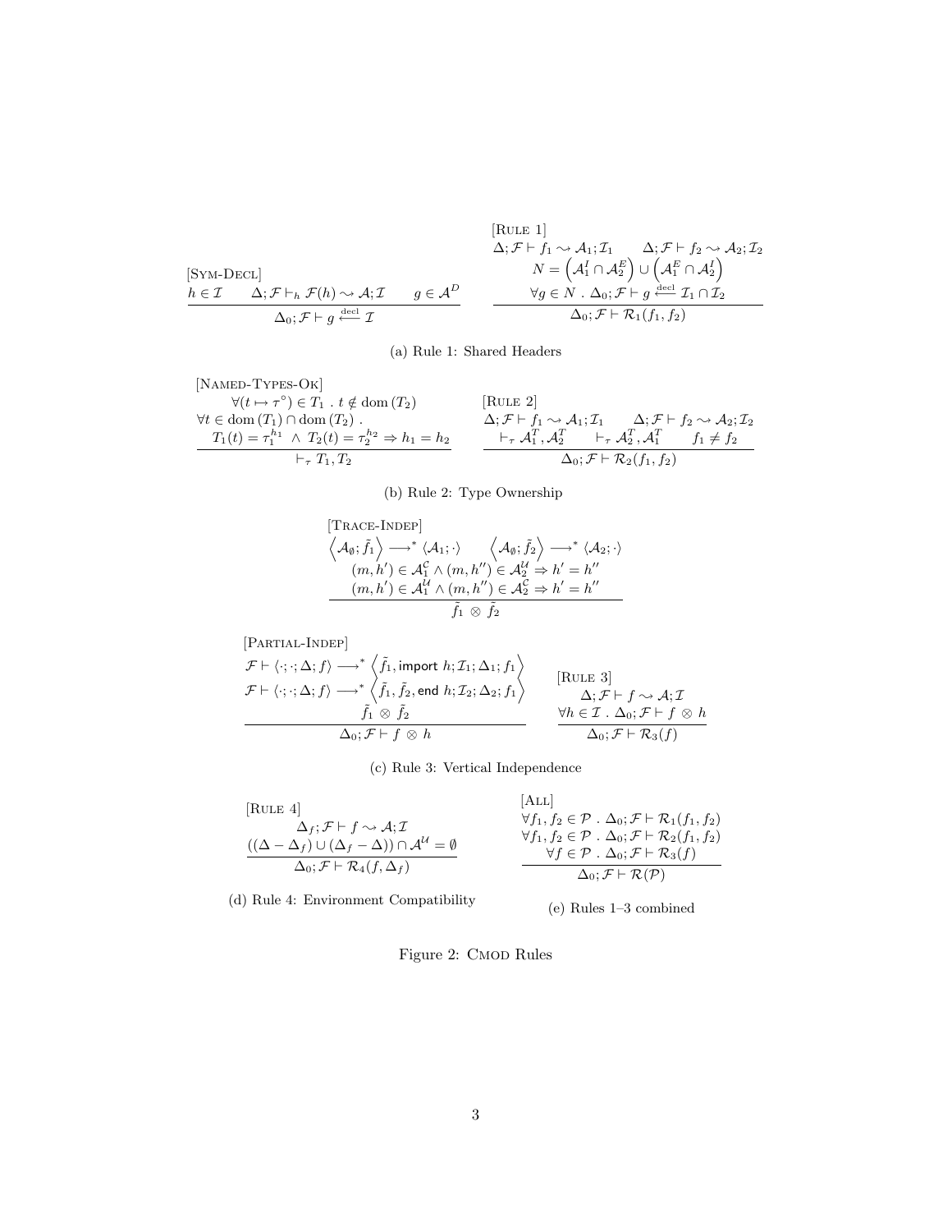[Sym-Decl]

$$\frac{h \in \mathcal{I} \qquad \Delta; \mathcal{F} \vdash_h \mathcal{F}(h) \rightsquigarrow \mathcal{A}; \mathcal{I} \qquad g \in \mathcal{A}^D}{\Delta_0; \mathcal{F} \vdash g \xleftarrow{\text{decl}} \mathcal{I}}$$

[Rule 1]

$$\frac{\begin{array}{c}\Delta; \mathcal{F} \vdash f_1 \rightsquigarrow \mathcal{A}_1; \mathcal{I}_1 \qquad \Delta; \mathcal{F} \vdash f_2 \rightsquigarrow \mathcal{A}_2; \mathcal{I}_2 \\ N = \left(\mathcal{A}_1^I \cap \mathcal{A}_2^E\right) \cup \left(\mathcal{A}_1^E \cap \mathcal{A}_2^I\right) \\ \forall g \in N \, . \, \Delta_0; \mathcal{F} \vdash g \xleftarrow{\text{decl}} \mathcal{I}_1 \cap \mathcal{I}_2\end{array}}{\Delta_0; \mathcal{F} \vdash \mathcal{R}_1(f_1, f_2)}$$

(a) Rule 1: Shared Headers

[Named-Types-Ok]

$$\frac{\begin{array}{c}\forall (t \mapsto \tau^\circ) \in T_1 \, . \, t \notin \mathrm{dom}\,(T_2) \\ \forall t \in \mathrm{dom}\,(T_1) \cap \mathrm{dom}\,(T_2) \, . \\ T_1(t) = \tau_1^{h_1} \, \wedge \, T_2(t) = \tau_2^{h_2} \Rightarrow h_1 = h_2\end{array}}{\vdash_\tau T_1, T_2}$$

[Rule 2]

$$\frac{\begin{array}{c}\Delta; \mathcal{F} \vdash f_1 \rightsquigarrow \mathcal{A}_1; \mathcal{I}_1 \qquad \Delta; \mathcal{F} \vdash f_2 \rightsquigarrow \mathcal{A}_2; \mathcal{I}_2 \\ \vdash_\tau \mathcal{A}_1^T, \mathcal{A}_2^T \qquad \vdash_\tau \mathcal{A}_2^T, \mathcal{A}_1^T \qquad f_1 \neq f_2\end{array}}{\Delta_0; \mathcal{F} \vdash \mathcal{R}_2(f_1, f_2)}$$

(b) Rule 2: Type Ownership

[Trace-Indep]

$$\frac{\begin{array}{c}\left\langle \mathcal{A}_\emptyset; \tilde{f}_1 \right\rangle \longrightarrow^* \langle \mathcal{A}_1; \cdot \rangle \qquad \left\langle \mathcal{A}_\emptyset; \tilde{f}_2 \right\rangle \longrightarrow^* \langle \mathcal{A}_2; \cdot \rangle \\ (m, h') \in \mathcal{A}_1^{\mathcal{C}} \wedge (m, h'') \in \mathcal{A}_2^{\mathcal{U}} \Rightarrow h' = h'' \\ (m, h') \in \mathcal{A}_1^{\mathcal{U}} \wedge (m, h'') \in \mathcal{A}_2^{\mathcal{C}} \Rightarrow h' = h''\end{array}}{\tilde{f}_1 \, \otimes \, \tilde{f}_2}$$

[Partial-Indep]

$$\frac{\begin{array}{c}\mathcal{F} \vdash \langle \cdot; \cdot; \Delta; f \rangle \longrightarrow^* \left\langle \tilde{f}_1, \mathsf{import}\ h; \mathcal{I}_1; \Delta_1; f_1 \right\rangle \\ \mathcal{F} \vdash \langle \cdot; \cdot; \Delta; f \rangle \longrightarrow^* \left\langle \tilde{f}_1, \tilde{f}_2, \mathsf{end}\ h; \mathcal{I}_2; \Delta_2; f_1 \right\rangle \\ \tilde{f}_1 \, \otimes \, \tilde{f}_2\end{array}}{\Delta_0; \mathcal{F} \vdash f \, \otimes \, h}$$

[Rule 3]

$$\frac{\begin{array}{c}\Delta; \mathcal{F} \vdash f \rightsquigarrow \mathcal{A}; \mathcal{I} \\ \forall h \in \mathcal{I} \, . \, \Delta_0; \mathcal{F} \vdash f \, \otimes \, h\end{array}}{\Delta_0; \mathcal{F} \vdash \mathcal{R}_3(f)}$$

(c) Rule 3: Vertical Independence

[Rule 4]

$$\frac{\begin{array}{c}\Delta_f; \mathcal{F} \vdash f \rightsquigarrow \mathcal{A}; \mathcal{I} \\ ((\Delta - \Delta_f) \cup (\Delta_f - \Delta)) \cap \mathcal{A}^{\mathcal{U}} = \emptyset\end{array}}{\Delta_0; \mathcal{F} \vdash \mathcal{R}_4(f, \Delta_f)}$$

(d) Rule 4: Environment Compatibility

[All]

$$\frac{\begin{array}{c}\forall f_1, f_2 \in \mathcal{P} \, . \, \Delta_0; \mathcal{F} \vdash \mathcal{R}_1(f_1, f_2) \\ \forall f_1, f_2 \in \mathcal{P} \, . \, \Delta_0; \mathcal{F} \vdash \mathcal{R}_2(f_1, f_2) \\ \forall f \in \mathcal{P} \, . \, \Delta_0; \mathcal{F} \vdash \mathcal{R}_3(f)\end{array}}{\Delta_0; \mathcal{F} \vdash \mathcal{R}(\mathcal{P})}$$

(e) Rules 1–3 combined

Figure 2: CMod Rules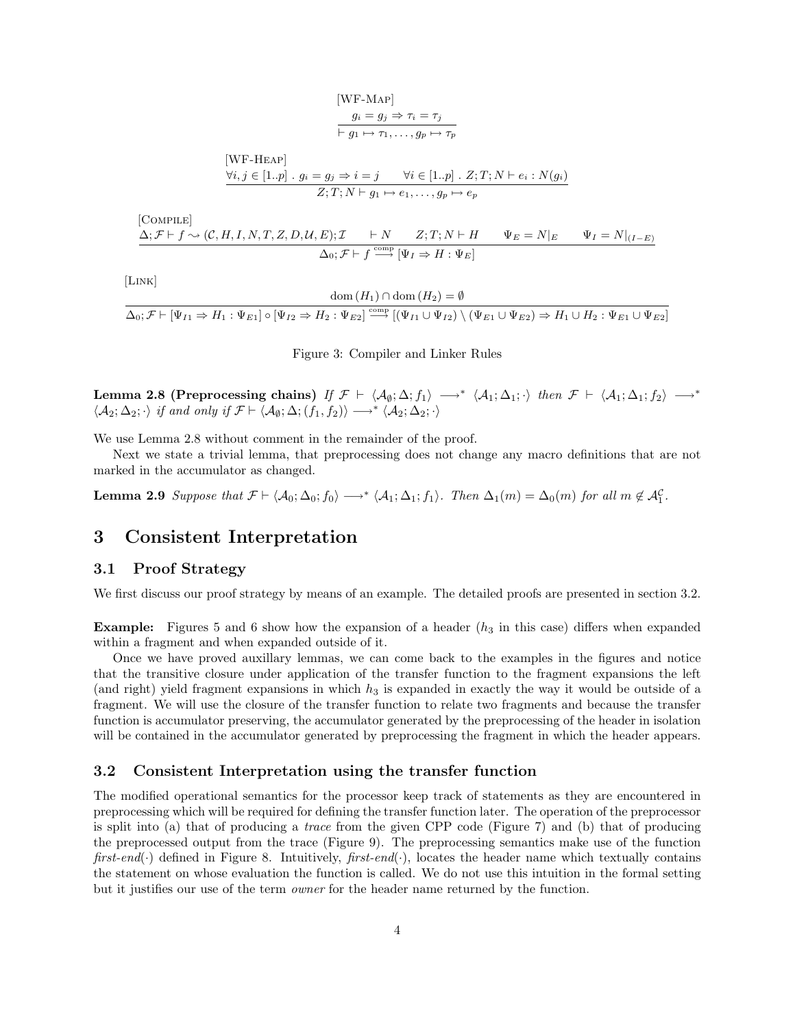[WF-Map]

$$\frac{g_i = g_j \Rightarrow \tau_i = \tau_j}{\vdash g_1 \mapsto \tau_1, \ldots, g_p \mapsto \tau_p}$$

[WF-Heap]

$$\frac{\forall i, j \in [1..p] \;.\; g_i = g_j \Rightarrow i = j \qquad \forall i \in [1..p] \;.\; Z; T; N \vdash e_i : N(g_i)}{Z; T; N \vdash g_1 \mapsto e_1, \ldots, g_p \mapsto e_p}$$

[Compile]

$$\frac{\Delta; \mathcal{F} \vdash f \rightsquigarrow (\mathcal{C}, H, I, N, T, Z, D, \mathcal{U}, E); \mathcal{I} \qquad \vdash N \qquad Z; T; N \vdash H \qquad \Psi_E = N|_E \qquad \Psi_I = N|_{(I-E)}}{\Delta_0; \mathcal{F} \vdash f \stackrel{\text{comp}}{\longrightarrow} [\Psi_I \Rightarrow H : \Psi_E]}$$

[Link]

$$\frac{\mathrm{dom}\,(H_1) \cap \mathrm{dom}\,(H_2) = \emptyset}{\Delta_0; \mathcal{F} \vdash [\Psi_{I1} \Rightarrow H_1 : \Psi_{E1}] \circ [\Psi_{I2} \Rightarrow H_2 : \Psi_{E2}] \stackrel{\text{comp}}{\longrightarrow} [(\Psi_{I1} \cup \Psi_{I2}) \setminus (\Psi_{E1} \cup \Psi_{E2}) \Rightarrow H_1 \cup H_2 : \Psi_{E1} \cup \Psi_{E2}]}$$

Figure 3: Compiler and Linker Rules

**Lemma 2.8 (Preprocessing chains)** *If* $\mathcal{F} \vdash \langle \mathcal{A}_\emptyset; \Delta; f_1 \rangle \longrightarrow^* \langle \mathcal{A}_1; \Delta_1; \cdot \rangle$ *then* $\mathcal{F} \vdash \langle \mathcal{A}_1; \Delta_1; f_2 \rangle \longrightarrow^* \langle \mathcal{A}_2; \Delta_2; \cdot \rangle$ *if and only if* $\mathcal{F} \vdash \langle \mathcal{A}_\emptyset; \Delta; (f_1, f_2) \rangle \longrightarrow^* \langle \mathcal{A}_2; \Delta_2; \cdot \rangle$

We use Lemma 2.8 without comment in the remainder of the proof.

Next we state a trivial lemma, that preprocessing does not change any macro definitions that are not marked in the accumulator as changed.

**Lemma 2.9** *Suppose that* $\mathcal{F} \vdash \langle \mathcal{A}_0; \Delta_0; f_0 \rangle \longrightarrow^* \langle \mathcal{A}_1; \Delta_1; f_1 \rangle$. *Then* $\Delta_1(m) = \Delta_0(m)$ *for all* $m \notin \mathcal{A}_1^{\mathcal{C}}$.

# 3 Consistent Interpretation

## 3.1 Proof Strategy

We first discuss our proof strategy by means of an example. The detailed proofs are presented in section 3.2.

**Example:** Figures 5 and 6 show how the expansion of a header ($h_3$ in this case) differs when expanded within a fragment and when expanded outside of it.

Once we have proved auxillary lemmas, we can come back to the examples in the figures and notice that the transitive closure under application of the transfer function to the fragment expansions the left (and right) yield fragment expansions in which $h_3$ is expanded in exactly the way it would be outside of a fragment. We will use the closure of the transfer function to relate two fragments and because the transfer function is accumulator preserving, the accumulator generated by the preprocessing of the header in isolation will be contained in the accumulator generated by preprocessing the fragment in which the header appears.

## 3.2 Consistent Interpretation using the transfer function

The modified operational semantics for the processor keep track of statements as they are encountered in preprocessing which will be required for defining the transfer function later. The operation of the preprocessor is split into (a) that of producing a *trace* from the given CPP code (Figure 7) and (b) that of producing the preprocessed output from the trace (Figure 9). The preprocessing semantics make use of the function *first-end*$(\cdot)$ defined in Figure 8. Intuitively, *first-end*$(\cdot)$, locates the header name which textually contains the statement on whose evaluation the function is called. We do not use this intuition in the formal setting but it justifies our use of the term *owner* for the header name returned by the function.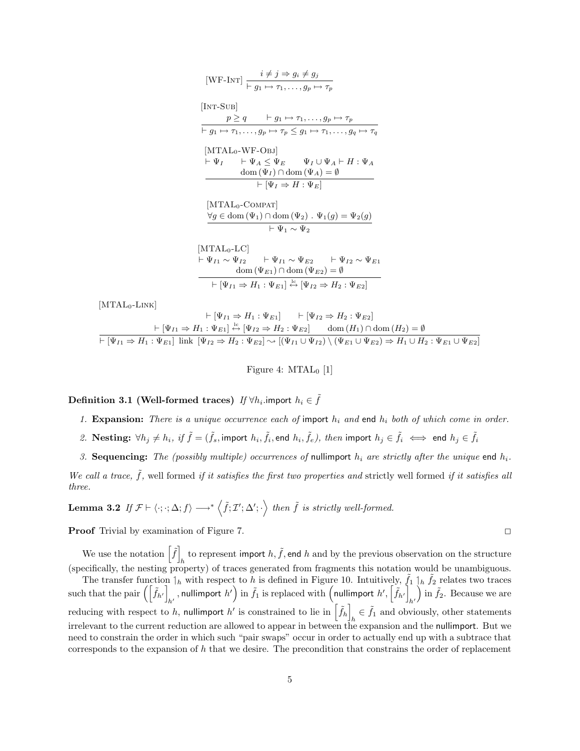$$[\text{WF-INT}]\ \frac{i \neq j \Rightarrow g_i \neq g_j}{\vdash g_1 \mapsto \tau_1, \ldots, g_p \mapsto \tau_p}$$

$$[\text{INT-SUB}]\ \frac{p \geq q \qquad \vdash g_1 \mapsto \tau_1, \ldots, g_p \mapsto \tau_p}{\vdash g_1 \mapsto \tau_1, \ldots, g_p \mapsto \tau_p \leq g_1 \mapsto \tau_1, \ldots, g_q \mapsto \tau_q}$$

$$[\text{MTAL}_0\text{-WF-OBJ}]\ \frac{\vdash \Psi_I \qquad \vdash \Psi_A \leq \Psi_E \qquad \Psi_I \cup \Psi_A \vdash H : \Psi_A \qquad \mathrm{dom}\,(\Psi_I) \cap \mathrm{dom}\,(\Psi_A) = \emptyset}{\vdash [\Psi_I \Rightarrow H : \Psi_E]}$$

$$[\text{MTAL}_0\text{-COMPAT}]\ \frac{\forall g \in \mathrm{dom}\,(\Psi_1) \cap \mathrm{dom}\,(\Psi_2)\ .\ \Psi_1(g) = \Psi_2(g)}{\vdash \Psi_1 \sim \Psi_2}$$

$$[\text{MTAL}_0\text{-LC}]\ \frac{\vdash \Psi_{I1} \sim \Psi_{I2} \qquad \vdash \Psi_{I1} \sim \Psi_{E2} \qquad \vdash \Psi_{I2} \sim \Psi_{E1} \qquad \mathrm{dom}\,(\Psi_{E1}) \cap \mathrm{dom}\,(\Psi_{E2}) = \emptyset}{\vdash [\Psi_{I1} \Rightarrow H_1 : \Psi_{E1}] \overset{\text{lc}}{\leftrightarrow} [\Psi_{I2} \Rightarrow H_2 : \Psi_{E2}]}$$

$$[\text{MTAL}_0\text{-LINK}]\ \frac{\vdash [\Psi_{I1} \Rightarrow H_1 : \Psi_{E1}] \qquad \vdash [\Psi_{I2} \Rightarrow H_2 : \Psi_{E2}] \qquad \vdash [\Psi_{I1} \Rightarrow H_1 : \Psi_{E1}] \overset{\text{lc}}{\leftrightarrow} [\Psi_{I2} \Rightarrow H_2 : \Psi_{E2}] \qquad \mathrm{dom}\,(H_1) \cap \mathrm{dom}\,(H_2) = \emptyset}{\vdash [\Psi_{I1} \Rightarrow H_1 : \Psi_{E1}]\ \text{link}\ [\Psi_{I2} \Rightarrow H_2 : \Psi_{E2}] \rightsquigarrow [(\Psi_{I1} \cup \Psi_{I2}) \setminus (\Psi_{E1} \cup \Psi_{E2}) \Rightarrow H_1 \cup H_2 : \Psi_{E1} \cup \Psi_{E2}]}$$

Figure 4: $\text{MTAL}_0$ [1]

**Definition 3.1 (Well-formed traces)** *If* $\forall h_i.\mathsf{import}\ h_i \in \tilde{f}$

1. **Expansion:** *There is a unique occurrence each of* import $h_i$ *and* end $h_i$ *both of which come in order.*
2. **Nesting:** $\forall h_j \neq h_i$*, if* $\tilde{f} = (\tilde{f}_s, \mathsf{import}\ h_i, \tilde{f}_i, \mathsf{end}\ h_i, \tilde{f}_e)$*, then* $\mathsf{import}\ h_j \in \tilde{f}_i \iff \mathsf{end}\ h_j \in \tilde{f}_i$
3. **Sequencing:** *The (possibly multiple) occurrences of* nullimport $h_i$ *are strictly after the unique* end $h_i$.

*We call a trace,* $\tilde{f}$*,* well formed *if it satisfies the first two properties and* strictly well formed *if it satisfies all three.*

**Lemma 3.2** *If* $\mathcal{F} \vdash \langle \cdot; \cdot; \Delta; f \rangle \longrightarrow^* \left\langle \tilde{f}; \mathcal{I}'; \Delta'; \cdot \right\rangle$ *then* $\tilde{f}$ *is strictly well-formed.*

**Proof** Trivial by examination of Figure 7. □

We use the notation $\left[\tilde{f}\right]_h$ to represent import $h, \tilde{f},$ end $h$ and by the previous observation on the structure (specifically, the nesting property) of traces generated from fragments this notation would be unambiguous.

The transfer function $\upharpoonleft_h$ with respect to $h$ is defined in Figure 10. Intuitively, $\tilde{f}_1 \upharpoonleft_h \tilde{f}_2$ relates two traces such that the pair $\left(\left[\tilde{f}_{h'}\right]_{h'}, \mathsf{nullimport}\ h'\right)$ in $\tilde{f}_1$ is replaced with $\left(\mathsf{nullimport}\ h', \left[\tilde{f}_{h'}\right]_{h'}\right)$ in $\tilde{f}_2$. Because we are reducing with respect to $h$, nullimport $h'$ is constrained to lie in $\left[\tilde{f}_h\right]_h \in \tilde{f}_1$ and obviously, other statements irrelevant to the current reduction are allowed to appear in between the expansion and the nullimport. But we need to constrain the order in which such "pair swaps" occur in order to actually end up with a subtrace that corresponds to the expansion of $h$ that we desire. The precondition that constrains the order of replacement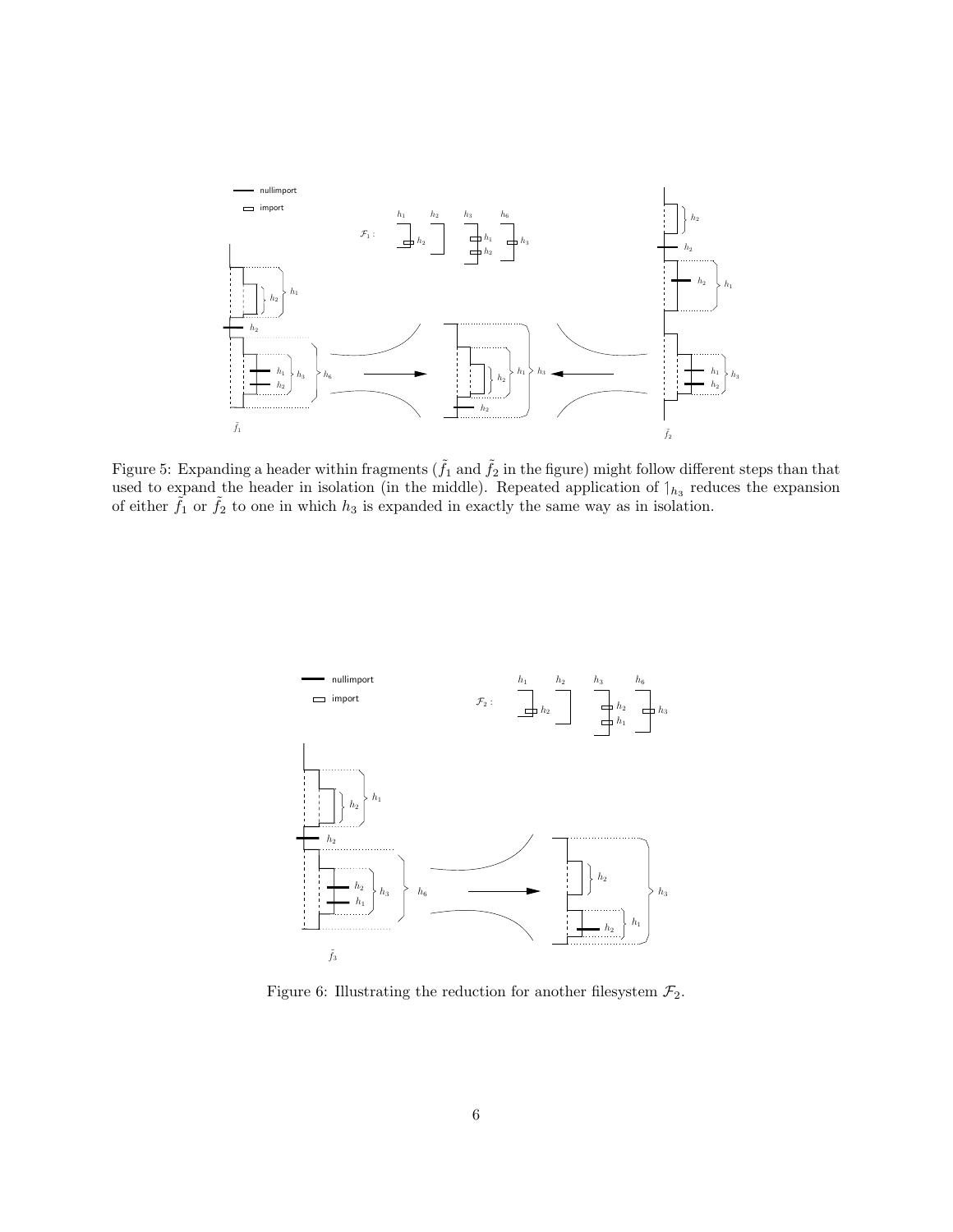Figure 5: Expanding a header within fragments ($\tilde{f}_1$ and $\tilde{f}_2$ in the figure) might follow different steps than that used to expand the header in isolation (in the middle). Repeated application of $\upharpoonleft_{h_3}$ reduces the expansion of either $\tilde{f}_1$ or $\tilde{f}_2$ to one in which $h_3$ is expanded in exactly the same way as in isolation.

Figure 6: Illustrating the reduction for another filesystem $\mathcal{F}_2$.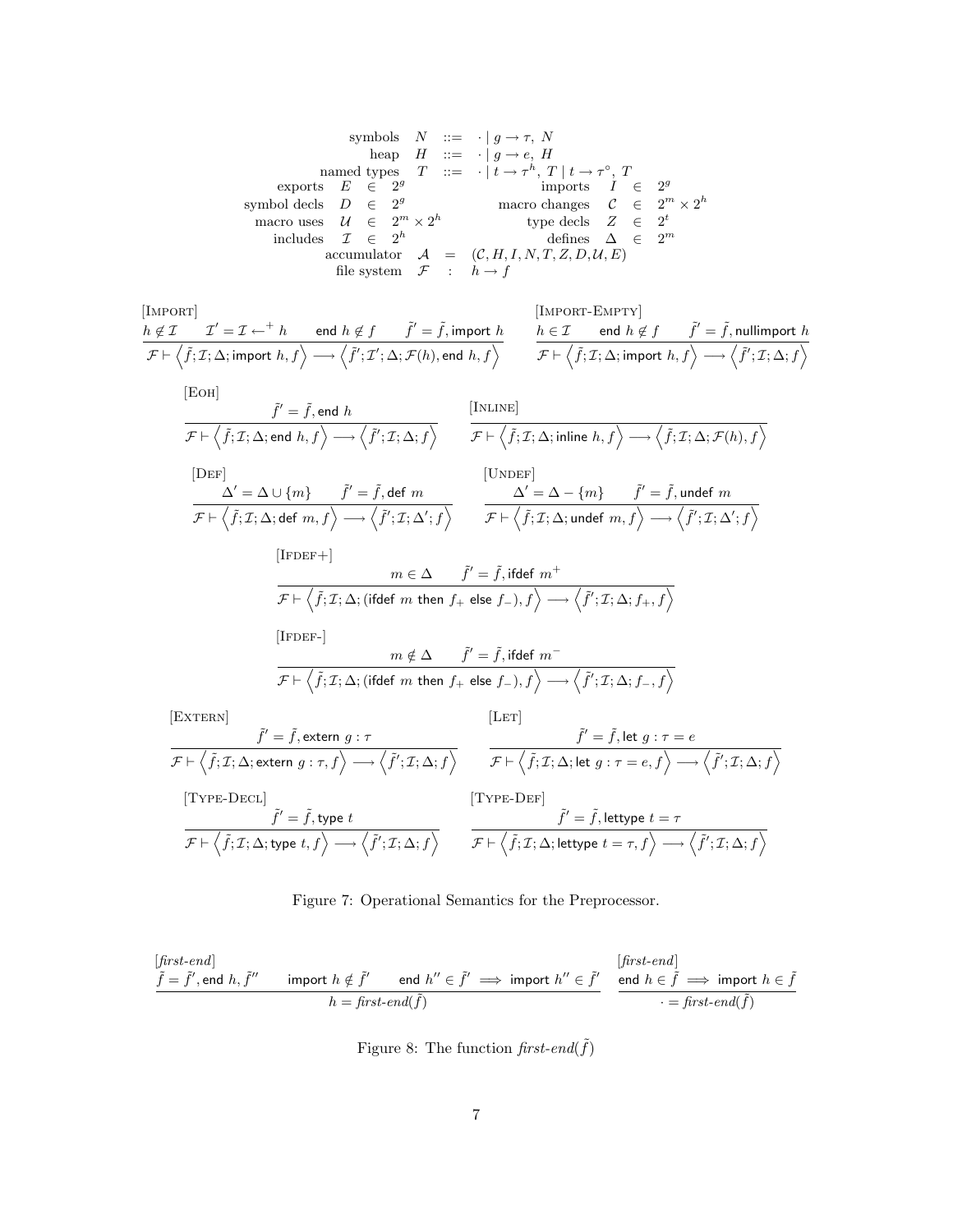$$
\begin{array}{rrcl}
\text{symbols} & N & ::= & \cdot \mid g \to \tau,\ N \\
\text{heap} & H & ::= & \cdot \mid g \to e,\ H \\
\text{named types} & T & ::= & \cdot \mid t \to \tau^h,\ T \mid t \to \tau^\circ,\ T
\end{array}
$$

$$
\begin{array}{rclcrcl}
\text{exports} \quad E & \in & 2^g & \qquad & \text{imports} \quad I & \in & 2^g \\
\text{symbol decls} \quad D & \in & 2^g & & \text{macro changes} \quad \mathcal{C} & \in & 2^m \times 2^h \\
\text{macro uses} \quad \mathcal{U} & \in & 2^m \times 2^h & & \text{type decls} \quad Z & \in & 2^t \\
\text{includes} \quad \mathcal{I} & \in & 2^h & & \text{defines} \quad \Delta & \in & 2^m
\end{array}
$$

$$
\begin{array}{rrcl}
\text{accumulator} & \mathcal{A} & = & (\mathcal{C}, H, I, N, T, Z, D, \mathcal{U}, E) \\
\text{file system} & \mathcal{F} & : & h \to f
\end{array}
$$

[Import]
$$
\frac{h \notin \mathcal{I} \qquad \mathcal{I}' = \mathcal{I} \leftarrow^{+} h \qquad \mathsf{end}\ h \notin f \qquad \tilde{f}' = \tilde{f}, \mathsf{import}\ h}{\mathcal{F} \vdash \left\langle \tilde{f}; \mathcal{I}; \Delta; \mathsf{import}\ h, f \right\rangle \longrightarrow \left\langle \tilde{f}'; \mathcal{I}'; \Delta; \mathcal{F}(h), \mathsf{end}\ h, f \right\rangle}
$$

[Import-Empty]
$$
\frac{h \in \mathcal{I} \qquad \mathsf{end}\ h \notin f \qquad \tilde{f}' = \tilde{f}, \mathsf{nullimport}\ h}{\mathcal{F} \vdash \left\langle \tilde{f}; \mathcal{I}; \Delta; \mathsf{import}\ h, f \right\rangle \longrightarrow \left\langle \tilde{f}'; \mathcal{I}; \Delta; f \right\rangle}
$$

[Eoh]
$$
\frac{\tilde{f}' = \tilde{f}, \mathsf{end}\ h}{\mathcal{F} \vdash \left\langle \tilde{f}; \mathcal{I}; \Delta; \mathsf{end}\ h, f \right\rangle \longrightarrow \left\langle \tilde{f}'; \mathcal{I}; \Delta; f \right\rangle}
$$

[Inline]
$$
\frac{}{\mathcal{F} \vdash \left\langle \tilde{f}; \mathcal{I}; \Delta; \mathsf{inline}\ h, f \right\rangle \longrightarrow \left\langle \tilde{f}; \mathcal{I}; \Delta; \mathcal{F}(h), f \right\rangle}
$$

[Def]
$$
\frac{\Delta' = \Delta \cup \{m\} \qquad \tilde{f}' = \tilde{f}, \mathsf{def}\ m}{\mathcal{F} \vdash \left\langle \tilde{f}; \mathcal{I}; \Delta; \mathsf{def}\ m, f \right\rangle \longrightarrow \left\langle \tilde{f}'; \mathcal{I}; \Delta'; f \right\rangle}
$$

[Undef]
$$
\frac{\Delta' = \Delta - \{m\} \qquad \tilde{f}' = \tilde{f}, \mathsf{undef}\ m}{\mathcal{F} \vdash \left\langle \tilde{f}; \mathcal{I}; \Delta; \mathsf{undef}\ m, f \right\rangle \longrightarrow \left\langle \tilde{f}'; \mathcal{I}; \Delta'; f \right\rangle}
$$

[Ifdef+]
$$
\frac{m \in \Delta \qquad \tilde{f}' = \tilde{f}, \mathsf{ifdef}\ m^{+}}{\mathcal{F} \vdash \left\langle \tilde{f}; \mathcal{I}; \Delta; (\mathsf{ifdef}\ m\ \mathsf{then}\ f_{+}\ \mathsf{else}\ f_{-}), f \right\rangle \longrightarrow \left\langle \tilde{f}'; \mathcal{I}; \Delta; f_{+}, f \right\rangle}
$$

[Ifdef-]
$$
\frac{m \notin \Delta \qquad \tilde{f}' = \tilde{f}, \mathsf{ifdef}\ m^{-}}{\mathcal{F} \vdash \left\langle \tilde{f}; \mathcal{I}; \Delta; (\mathsf{ifdef}\ m\ \mathsf{then}\ f_{+}\ \mathsf{else}\ f_{-}), f \right\rangle \longrightarrow \left\langle \tilde{f}'; \mathcal{I}; \Delta; f_{-}, f \right\rangle}
$$

[Extern]
$$
\frac{\tilde{f}' = \tilde{f}, \mathsf{extern}\ g : \tau}{\mathcal{F} \vdash \left\langle \tilde{f}; \mathcal{I}; \Delta; \mathsf{extern}\ g : \tau, f \right\rangle \longrightarrow \left\langle \tilde{f}'; \mathcal{I}; \Delta; f \right\rangle}
$$

[Let]
$$
\frac{\tilde{f}' = \tilde{f}, \mathsf{let}\ g : \tau = e}{\mathcal{F} \vdash \left\langle \tilde{f}; \mathcal{I}; \Delta; \mathsf{let}\ g : \tau = e, f \right\rangle \longrightarrow \left\langle \tilde{f}'; \mathcal{I}; \Delta; f \right\rangle}
$$

[Type-Decl]
$$
\frac{\tilde{f}' = \tilde{f}, \mathsf{type}\ t}{\mathcal{F} \vdash \left\langle \tilde{f}; \mathcal{I}; \Delta; \mathsf{type}\ t, f \right\rangle \longrightarrow \left\langle \tilde{f}'; \mathcal{I}; \Delta; f \right\rangle}
$$

[Type-Def]
$$
\frac{\tilde{f}' = \tilde{f}, \mathsf{lettype}\ t = \tau}{\mathcal{F} \vdash \left\langle \tilde{f}; \mathcal{I}; \Delta; \mathsf{lettype}\ t = \tau, f \right\rangle \longrightarrow \left\langle \tilde{f}'; \mathcal{I}; \Delta; f \right\rangle}
$$

Figure 7: Operational Semantics for the Preprocessor.

[*first-end*]
$$
\frac{\tilde{f} = \tilde{f}', \mathsf{end}\ h, \tilde{f}'' \qquad \mathsf{import}\ h \notin \tilde{f}' \qquad \mathsf{end}\ h'' \in \tilde{f}' \implies \mathsf{import}\ h'' \in \tilde{f}'}{h = \mathit{first\text{-}end}(\tilde{f})}
$$

[*first-end*]
$$
\frac{\mathsf{end}\ h \in \tilde{f} \implies \mathsf{import}\ h \in \tilde{f}}{\cdot = \mathit{first\text{-}end}(\tilde{f})}
$$

Figure 8: The function $\mathit{first\text{-}end}(\tilde{f})$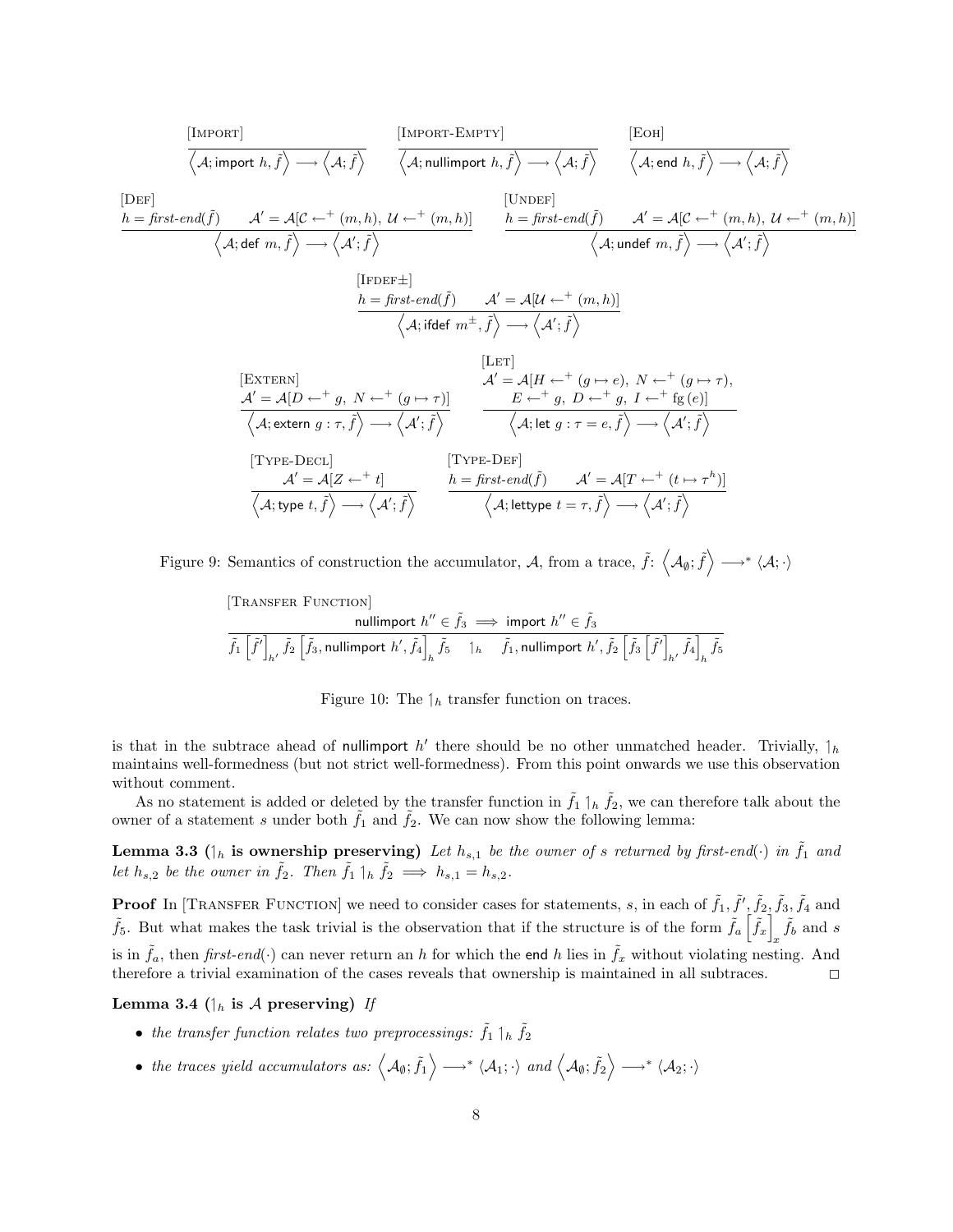$$\frac{[\textsc{Import}]}{\left\langle \mathcal{A}; \mathsf{import}\ h, \tilde{f}\right\rangle \longrightarrow \left\langle \mathcal{A}; \tilde{f}\right\rangle} \qquad \frac{[\textsc{Import-Empty}]}{\left\langle \mathcal{A}; \mathsf{nullimport}\ h, \tilde{f}\right\rangle \longrightarrow \left\langle \mathcal{A}; \tilde{f}\right\rangle} \qquad \frac{[\textsc{Eoh}]}{\left\langle \mathcal{A}; \mathsf{end}\ h, \tilde{f}\right\rangle \longrightarrow \left\langle \mathcal{A}; \tilde{f}\right\rangle}$$

$$\frac{[\textsc{Def}] \quad h = \mathit{first\text{-}end}(\tilde{f}) \qquad \mathcal{A}' = \mathcal{A}[\mathcal{C} \leftarrow^{+} (m,h),\ \mathcal{U} \leftarrow^{+} (m,h)]}{\left\langle \mathcal{A}; \mathsf{def}\ m, \tilde{f}\right\rangle \longrightarrow \left\langle \mathcal{A}'; \tilde{f}\right\rangle} \qquad \frac{[\textsc{Undef}] \quad h = \mathit{first\text{-}end}(\tilde{f}) \qquad \mathcal{A}' = \mathcal{A}[\mathcal{C} \leftarrow^{+} (m,h),\ \mathcal{U} \leftarrow^{+} (m,h)]}{\left\langle \mathcal{A}; \mathsf{undef}\ m, \tilde{f}\right\rangle \longrightarrow \left\langle \mathcal{A}'; \tilde{f}\right\rangle}$$

$$\frac{[\textsc{Ifdef}\pm] \quad h = \mathit{first\text{-}end}(\tilde{f}) \qquad \mathcal{A}' = \mathcal{A}[\mathcal{U} \leftarrow^{+} (m,h)]}{\left\langle \mathcal{A}; \mathsf{ifdef}\ m^{\pm}, \tilde{f}\right\rangle \longrightarrow \left\langle \mathcal{A}'; \tilde{f}\right\rangle}$$

$$\frac{[\textsc{Extern}] \quad \mathcal{A}' = \mathcal{A}[D \leftarrow^{+} g,\ N \leftarrow^{+} (g \mapsto \tau)]}{\left\langle \mathcal{A}; \mathsf{extern}\ g : \tau, \tilde{f}\right\rangle \longrightarrow \left\langle \mathcal{A}'; \tilde{f}\right\rangle} \qquad \frac{[\textsc{Let}] \quad \mathcal{A}' = \mathcal{A}[H \leftarrow^{+} (g \mapsto e),\ N \leftarrow^{+} (g \mapsto \tau),\ E \leftarrow^{+} g,\ D \leftarrow^{+} g,\ I \leftarrow^{+} \mathrm{fg}\,(e)]}{\left\langle \mathcal{A}; \mathsf{let}\ g : \tau = e, \tilde{f}\right\rangle \longrightarrow \left\langle \mathcal{A}'; \tilde{f}\right\rangle}$$

$$\frac{[\textsc{Type-Decl}] \quad \mathcal{A}' = \mathcal{A}[Z \leftarrow^{+} t]}{\left\langle \mathcal{A}; \mathsf{type}\ t, \tilde{f}\right\rangle \longrightarrow \left\langle \mathcal{A}'; \tilde{f}\right\rangle} \qquad \frac{[\textsc{Type-Def}] \quad h = \mathit{first\text{-}end}(\tilde{f}) \qquad \mathcal{A}' = \mathcal{A}[T \leftarrow^{+} (t \mapsto \tau^{h})]}{\left\langle \mathcal{A}; \mathsf{lettype}\ t = \tau, \tilde{f}\right\rangle \longrightarrow \left\langle \mathcal{A}'; \tilde{f}\right\rangle}$$

Figure 9: Semantics of construction the accumulator, $\mathcal{A}$, from a trace, $\tilde{f}$: $\left\langle \mathcal{A}_{\emptyset}; \tilde{f}\right\rangle \longrightarrow^{*} \langle \mathcal{A}; \cdot \rangle$

$$\frac{[\textsc{Transfer Function}] \quad \mathsf{nullimport}\ h'' \in \tilde{f}_3 \implies \mathsf{import}\ h'' \in \tilde{f}_3}{\tilde{f}_1 \left[\tilde{f}'\right]_{h'} \tilde{f}_2 \left[\tilde{f}_3, \mathsf{nullimport}\ h', \tilde{f}_4\right]_{h} \tilde{f}_5 \quad \upharpoonleft_h \quad \tilde{f}_1, \mathsf{nullimport}\ h', \tilde{f}_2 \left[\tilde{f}_3 \left[\tilde{f}'\right]_{h'} \tilde{f}_4\right]_{h} \tilde{f}_5}$$

Figure 10: The $\upharpoonleft_h$ transfer function on traces.

is that in the subtrace ahead of nullimport $h'$ there should be no other unmatched header. Trivially, $\upharpoonleft_h$ maintains well-formedness (but not strict well-formedness). From this point onwards we use this observation without comment.

As no statement is added or deleted by the transfer function in $\tilde{f}_1 \upharpoonleft_h \tilde{f}_2$, we can therefore talk about the owner of a statement $s$ under both $\tilde{f}_1$ and $\tilde{f}_2$. We can now show the following lemma:

**Lemma 3.3 ($\upharpoonleft_h$ is ownership preserving)** *Let $h_{s,1}$ be the owner of $s$ returned by first-end$(\cdot)$ in $\tilde{f}_1$ and let $h_{s,2}$ be the owner in $\tilde{f}_2$. Then $\tilde{f}_1 \upharpoonleft_h \tilde{f}_2 \implies h_{s,1} = h_{s,2}$.*

**Proof** In [Transfer Function] we need to consider cases for statements, $s$, in each of $\tilde{f}_1, \tilde{f}', \tilde{f}_2, \tilde{f}_3, \tilde{f}_4$ and $\tilde{f}_5$. But what makes the task trivial is the observation that if the structure is of the form $\tilde{f}_a \left[\tilde{f}_x\right]_x \tilde{f}_b$ and $s$ is in $\tilde{f}_a$, then *first-end*$(\cdot)$ can never return an $h$ for which the end $h$ lies in $\tilde{f}_x$ without violating nesting. And therefore a trivial examination of the cases reveals that ownership is maintained in all subtraces. $\square$

**Lemma 3.4 ($\upharpoonleft_h$ is $\mathcal{A}$ preserving)** *If*

- *the transfer function relates two preprocessings: $\tilde{f}_1 \upharpoonleft_h \tilde{f}_2$*
- *the traces yield accumulators as: $\left\langle \mathcal{A}_{\emptyset}; \tilde{f}_1\right\rangle \longrightarrow^{*} \langle \mathcal{A}_1; \cdot \rangle$ and $\left\langle \mathcal{A}_{\emptyset}; \tilde{f}_2\right\rangle \longrightarrow^{*} \langle \mathcal{A}_2; \cdot \rangle$*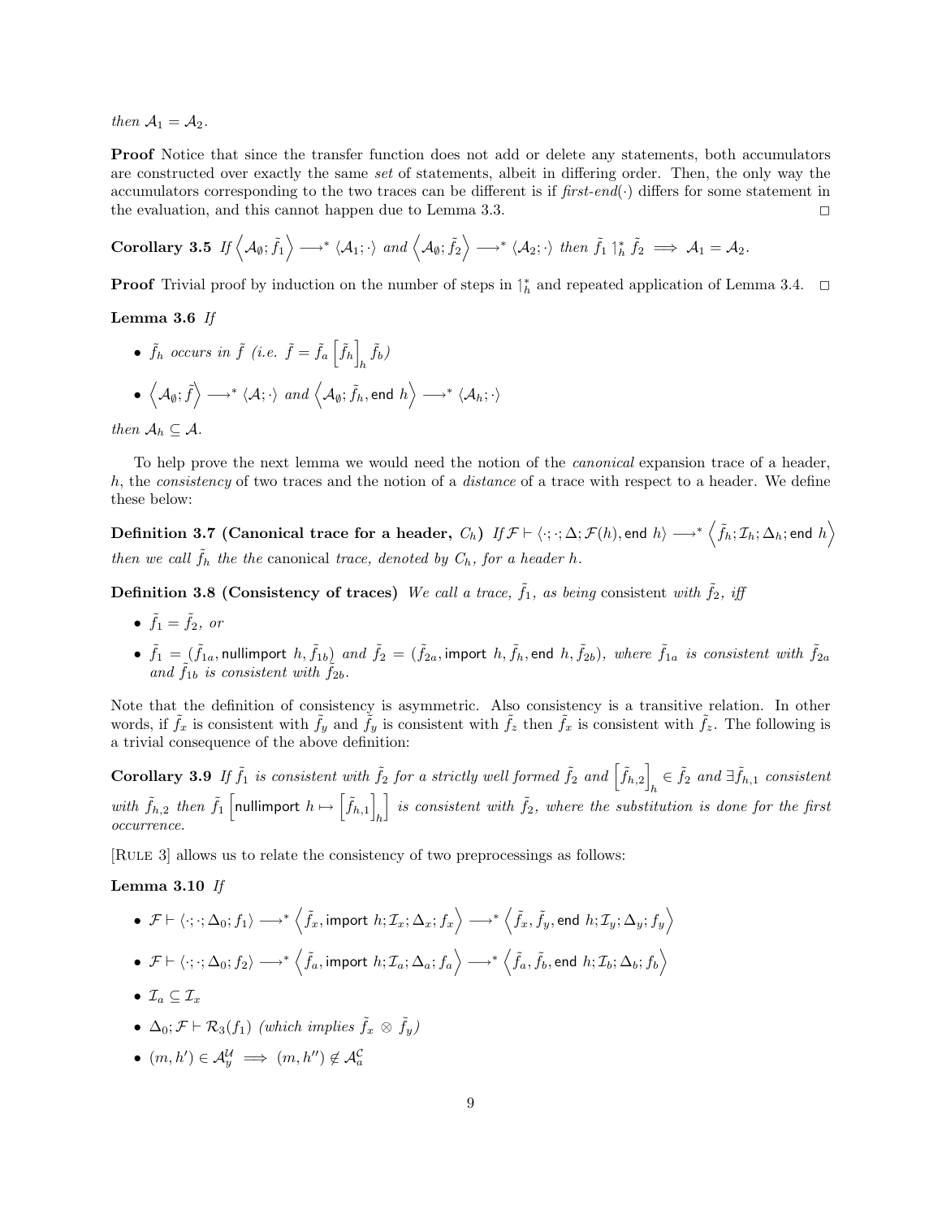*then* $\mathcal{A}_1 = \mathcal{A}_2$.

**Proof** Notice that since the transfer function does not add or delete any statements, both accumulators are constructed over exactly the same *set* of statements, albeit in differing order. Then, the only way the accumulators corresponding to the two traces can be different is if *first-end*$(\cdot)$ differs for some statement in the evaluation, and this cannot happen due to Lemma 3.3. □

**Corollary 3.5** *If* $\left\langle \mathcal{A}_\emptyset; \tilde{f}_1 \right\rangle \longrightarrow^* \langle \mathcal{A}_1; \cdot \rangle$ *and* $\left\langle \mathcal{A}_\emptyset; \tilde{f}_2 \right\rangle \longrightarrow^* \langle \mathcal{A}_2; \cdot \rangle$ *then* $\tilde{f}_1 \upharpoonleft_h^* \tilde{f}_2 \implies \mathcal{A}_1 = \mathcal{A}_2$.

**Proof** Trivial proof by induction on the number of steps in $\upharpoonleft_h^*$ and repeated application of Lemma 3.4. □

**Lemma 3.6** *If*

- $\tilde{f}_h$ *occurs in* $\tilde{f}$ *(i.e.* $\tilde{f} = \tilde{f}_a \left[\tilde{f}_h\right]_h \tilde{f}_b$*)*
- $\left\langle \mathcal{A}_\emptyset; \tilde{f} \right\rangle \longrightarrow^* \langle \mathcal{A}; \cdot \rangle$ *and* $\left\langle \mathcal{A}_\emptyset; \tilde{f}_h, \mathsf{end}\ h \right\rangle \longrightarrow^* \langle \mathcal{A}_h; \cdot \rangle$

*then* $\mathcal{A}_h \subseteq \mathcal{A}$.

To help prove the next lemma we would need the notion of the *canonical* expansion trace of a header, $h$, the *consistency* of two traces and the notion of a *distance* of a trace with respect to a header. We define these below:

**Definition 3.7 (Canonical trace for a header, $C_h$)** *If* $\mathcal{F} \vdash \langle \cdot; \cdot; \Delta; \mathcal{F}(h), \mathsf{end}\ h \rangle \longrightarrow^* \left\langle \tilde{f}_h; \mathcal{I}_h; \Delta_h; \mathsf{end}\ h \right\rangle$ *then we call* $\tilde{f}_h$ *the the* canonical *trace, denoted by* $C_h$*, for a header* $h$.

**Definition 3.8 (Consistency of traces)** *We call a trace,* $\tilde{f}_1$*, as being* consistent *with* $\tilde{f}_2$*, iff*

- $\tilde{f}_1 = \tilde{f}_2$*, or*
- $\tilde{f}_1 = (\tilde{f}_{1a}, \mathsf{nullimport}\ h, \tilde{f}_{1b})$ *and* $\tilde{f}_2 = (\tilde{f}_{2a}, \mathsf{import}\ h, \tilde{f}_h, \mathsf{end}\ h, \tilde{f}_{2b})$*, where* $\tilde{f}_{1a}$ *is consistent with* $\tilde{f}_{2a}$ *and* $\tilde{f}_{1b}$ *is consistent with* $\tilde{f}_{2b}$.

Note that the definition of consistency is asymmetric. Also consistency is a transitive relation. In other words, if $\tilde{f}_x$ is consistent with $\tilde{f}_y$ and $\tilde{f}_y$ is consistent with $\tilde{f}_z$ then $\tilde{f}_x$ is consistent with $\tilde{f}_z$. The following is a trivial consequence of the above definition:

**Corollary 3.9** *If* $\tilde{f}_1$ *is consistent with* $\tilde{f}_2$ *for a strictly well formed* $\tilde{f}_2$ *and* $\left[\tilde{f}_{h,2}\right]_h \in \tilde{f}_2$ *and* $\exists \tilde{f}_{h,1}$ *consistent with* $\tilde{f}_{h,2}$ *then* $\tilde{f}_1 \left[\mathsf{nullimport}\ h \mapsto \left[\tilde{f}_{h,1}\right]_h\right]$ *is consistent with* $\tilde{f}_2$*, where the substitution is done for the first occurrence.*

[Rule 3] allows us to relate the consistency of two preprocessings as follows:

**Lemma 3.10** *If*

- $\mathcal{F} \vdash \langle \cdot; \cdot; \Delta_0; f_1 \rangle \longrightarrow^* \left\langle \tilde{f}_x, \mathsf{import}\ h; \mathcal{I}_x; \Delta_x; f_x \right\rangle \longrightarrow^* \left\langle \tilde{f}_x, \tilde{f}_y, \mathsf{end}\ h; \mathcal{I}_y; \Delta_y; f_y \right\rangle$
- $\mathcal{F} \vdash \langle \cdot; \cdot; \Delta_0; f_2 \rangle \longrightarrow^* \left\langle \tilde{f}_a, \mathsf{import}\ h; \mathcal{I}_a; \Delta_a; f_a \right\rangle \longrightarrow^* \left\langle \tilde{f}_a, \tilde{f}_b, \mathsf{end}\ h; \mathcal{I}_b; \Delta_b; f_b \right\rangle$
- $\mathcal{I}_a \subseteq \mathcal{I}_x$
- $\Delta_0; \mathcal{F} \vdash \mathcal{R}_3(f_1)$ *(which implies* $\tilde{f}_x \otimes \tilde{f}_y$*)*
- $(m, h') \in \mathcal{A}_y^{\mathcal{U}} \implies (m, h'') \notin \mathcal{A}_a^{\mathcal{C}}$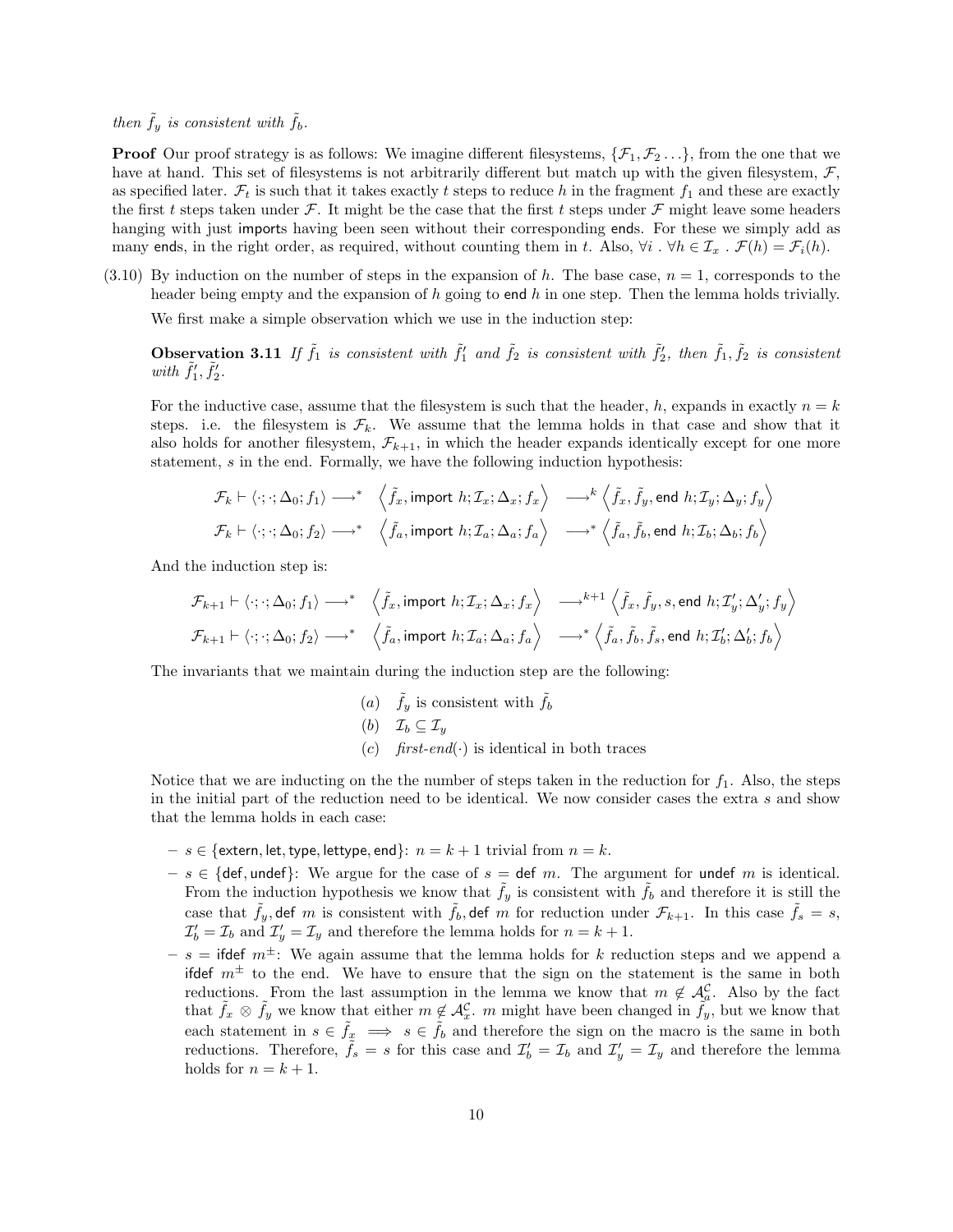*then $\tilde{f}_y$ is consistent with $\tilde{f}_b$.*

**Proof** Our proof strategy is as follows: We imagine different filesystems, $\{\mathcal{F}_1, \mathcal{F}_2 \ldots\}$, from the one that we have at hand. This set of filesystems is not arbitrarily different but match up with the given filesystem, $\mathcal{F}$, as specified later. $\mathcal{F}_t$ is such that it takes exactly $t$ steps to reduce $h$ in the fragment $f_1$ and these are exactly the first $t$ steps taken under $\mathcal{F}$. It might be the case that the first $t$ steps under $\mathcal{F}$ might leave some headers hanging with just $\mathsf{import}$s having been seen without their corresponding $\mathsf{end}$s. For these we simply add as many $\mathsf{end}$s, in the right order, as required, without counting them in $t$. Also, $\forall i \;.\; \forall h \in \mathcal{I}_x \;.\; \mathcal{F}(h) = \mathcal{F}_i(h)$.

(3.10) By induction on the number of steps in the expansion of $h$. The base case, $n = 1$, corresponds to the header being empty and the expansion of $h$ going to $\mathsf{end}\ h$ in one step. Then the lemma holds trivially.

We first make a simple observation which we use in the induction step:

**Observation 3.11** *If $\tilde{f}_1$ is consistent with $\tilde{f}_1'$ and $\tilde{f}_2$ is consistent with $\tilde{f}_2'$, then $\tilde{f}_1, \tilde{f}_2$ is consistent with $\tilde{f}_1', \tilde{f}_2'$.*

For the inductive case, assume that the filesystem is such that the header, $h$, expands in exactly $n = k$ steps. i.e. the filesystem is $\mathcal{F}_k$. We assume that the lemma holds in that case and show that it also holds for another filesystem, $\mathcal{F}_{k+1}$, in which the header expands identically except for one more statement, $s$ in the end. Formally, we have the following induction hypothesis:

$$\mathcal{F}_k \vdash \langle \cdot; \cdot; \Delta_0; f_1 \rangle \longrightarrow^* \left\langle \tilde{f}_x, \mathsf{import}\ h; \mathcal{I}_x; \Delta_x; f_x \right\rangle \longrightarrow^k \left\langle \tilde{f}_x, \tilde{f}_y, \mathsf{end}\ h; \mathcal{I}_y; \Delta_y; f_y \right\rangle$$
$$\mathcal{F}_k \vdash \langle \cdot; \cdot; \Delta_0; f_2 \rangle \longrightarrow^* \left\langle \tilde{f}_a, \mathsf{import}\ h; \mathcal{I}_a; \Delta_a; f_a \right\rangle \longrightarrow^* \left\langle \tilde{f}_a, \tilde{f}_b, \mathsf{end}\ h; \mathcal{I}_b; \Delta_b; f_b \right\rangle$$

And the induction step is:

$$\mathcal{F}_{k+1} \vdash \langle \cdot; \cdot; \Delta_0; f_1 \rangle \longrightarrow^* \left\langle \tilde{f}_x, \mathsf{import}\ h; \mathcal{I}_x; \Delta_x; f_x \right\rangle \longrightarrow^{k+1} \left\langle \tilde{f}_x, \tilde{f}_y, s, \mathsf{end}\ h; \mathcal{I}_y'; \Delta_y'; f_y \right\rangle$$
$$\mathcal{F}_{k+1} \vdash \langle \cdot; \cdot; \Delta_0; f_2 \rangle \longrightarrow^* \left\langle \tilde{f}_a, \mathsf{import}\ h; \mathcal{I}_a; \Delta_a; f_a \right\rangle \longrightarrow^* \left\langle \tilde{f}_a, \tilde{f}_b, \tilde{f}_s, \mathsf{end}\ h; \mathcal{I}_b'; \Delta_b'; f_b \right\rangle$$

The invariants that we maintain during the induction step are the following:

(*a*) $\tilde{f}_y$ is consistent with $\tilde{f}_b$
(*b*) $\mathcal{I}_b \subseteq \mathcal{I}_y$
(*c*) *first-end*$(\cdot)$ is identical in both traces

Notice that we are inducting on the the number of steps taken in the reduction for $f_1$. Also, the steps in the initial part of the reduction need to be identical. We now consider cases the extra $s$ and show that the lemma holds in each case:

- $s \in \{\mathsf{extern}, \mathsf{let}, \mathsf{type}, \mathsf{lettype}, \mathsf{end}\}$: $n = k + 1$ trivial from $n = k$.
- $s \in \{\mathsf{def}, \mathsf{undef}\}$: We argue for the case of $s = \mathsf{def}\ m$. The argument for $\mathsf{undef}\ m$ is identical. From the induction hypothesis we know that $\tilde{f}_y$ is consistent with $\tilde{f}_b$ and therefore it is still the case that $\tilde{f}_y, \mathsf{def}\ m$ is consistent with $\tilde{f}_b, \mathsf{def}\ m$ for reduction under $\mathcal{F}_{k+1}$. In this case $\tilde{f}_s = s$, $\mathcal{I}_b' = \mathcal{I}_b$ and $\mathcal{I}_y' = \mathcal{I}_y$ and therefore the lemma holds for $n = k + 1$.
- $s = \mathsf{ifdef}\ m^{\pm}$: We again assume that the lemma holds for $k$ reduction steps and we append a $\mathsf{ifdef}\ m^{\pm}$ to the end. We have to ensure that the sign on the statement is the same in both reductions. From the last assumption in the lemma we know that $m \notin \mathcal{A}_a^{\mathcal{C}}$. Also by the fact that $\tilde{f}_x \otimes \tilde{f}_y$ we know that either $m \notin \mathcal{A}_x^{\mathcal{C}}$. $m$ might have been changed in $\tilde{f}_y$, but we know that each statement in $s \in \tilde{f}_x \implies s \in \tilde{f}_b$ and therefore the sign on the macro is the same in both reductions. Therefore, $\tilde{f}_s = s$ for this case and $\mathcal{I}_b' = \mathcal{I}_b$ and $\mathcal{I}_y' = \mathcal{I}_y$ and therefore the lemma holds for $n = k + 1$.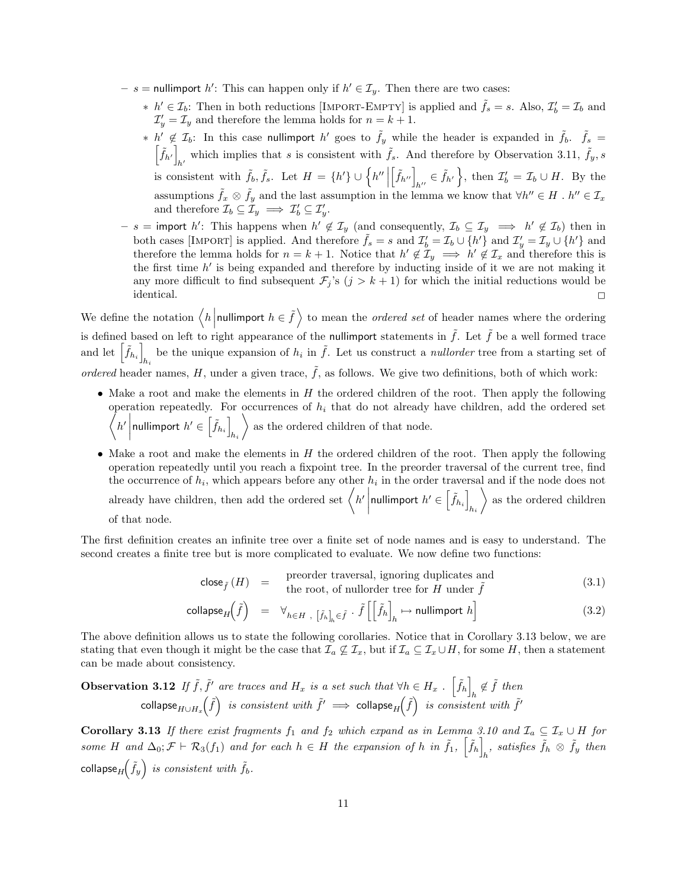- $s = \mathsf{nullimport}\ h'$: This can happen only if $h' \in \mathcal{I}_y$. Then there are two cases:
  - $h' \in \mathcal{I}_b$: Then in both reductions [IMPORT-EMPTY] is applied and $\tilde{f}_s = s$. Also, $\mathcal{I}_b' = \mathcal{I}_b$ and $\mathcal{I}_y' = \mathcal{I}_y$ and therefore the lemma holds for $n = k+1$.
  - $h' \notin \mathcal{I}_b$: In this case $\mathsf{nullimport}\ h'$ goes to $\tilde{f}_y$ while the header is expanded in $\tilde{f}_b$. $\tilde{f}_s = \left[\tilde{f}_{h'}\right]_{h'}$ which implies that $s$ is consistent with $\tilde{f}_s$. And therefore by Observation 3.11, $\tilde{f}_y, s$ is consistent with $\tilde{f}_b, \tilde{f}_s$. Let $H = \{h'\} \cup \left\{h'' \middle| \left[\tilde{f}_{h''}\right]_{h''} \in \tilde{f}_{h'}\right\}$, then $\mathcal{I}_b' = \mathcal{I}_b \cup H$. By the assumptions $\tilde{f}_x \otimes \tilde{f}_y$ and the last assumption in the lemma we know that $\forall h'' \in H\ .\ h'' \in \mathcal{I}_x$ and therefore $\mathcal{I}_b \subseteq \mathcal{I}_y \implies \mathcal{I}_b' \subseteq \mathcal{I}_y'$.
- $s = \mathsf{import}\ h'$: This happens when $h' \notin \mathcal{I}_y$ (and consequently, $\mathcal{I}_b \subseteq \mathcal{I}_y \implies h' \notin \mathcal{I}_b$) then in both cases [IMPORT] is applied. And therefore $\tilde{f}_s = s$ and $\mathcal{I}_b' = \mathcal{I}_b \cup \{h'\}$ and $\mathcal{I}_y' = \mathcal{I}_y \cup \{h'\}$ and therefore the lemma holds for $n = k+1$. Notice that $h' \notin \mathcal{I}_y \implies h' \notin \mathcal{I}_x$ and therefore this is the first time $h'$ is being expanded and therefore by inducting inside of it we are not making it any more difficult to find subsequent $\mathcal{F}_j$'s $(j > k+1)$ for which the initial reductions would be identical. □

We define the notation $\left\langle h \middle| \mathsf{nullimport}\ h \in \tilde{f} \right\rangle$ to mean the *ordered set* of header names where the ordering is defined based on left to right appearance of the $\mathsf{nullimport}$ statements in $\tilde{f}$. Let $\tilde{f}$ be a well formed trace and let $\left[\tilde{f}_{h_i}\right]_{h_i}$ be the unique expansion of $h_i$ in $\tilde{f}$. Let us construct a *nullorder* tree from a starting set of *ordered* header names, $H$, under a given trace, $\tilde{f}$, as follows. We give two definitions, both of which work:

- Make a root and make the elements in $H$ the ordered children of the root. Then apply the following operation repeatedly. For occurrences of $h_i$ that do not already have children, add the ordered set $\left\langle h' \middle| \mathsf{nullimport}\ h' \in \left[\tilde{f}_{h_i}\right]_{h_i} \right\rangle$ as the ordered children of that node.
- Make a root and make the elements in $H$ the ordered children of the root. Then apply the following operation repeatedly until you reach a fixpoint tree. In the preorder traversal of the current tree, find the occurrence of $h_i$, which appears before any other $h_i$ in the order traversal and if the node does not already have children, then add the ordered set $\left\langle h' \middle| \mathsf{nullimport}\ h' \in \left[\tilde{f}_{h_i}\right]_{h_i} \right\rangle$ as the ordered children of that node.

The first definition creates an infinite tree over a finite set of node names and is easy to understand. The second creates a finite tree but is more complicated to evaluate. We now define two functions:

$$\mathsf{close}_{\tilde{f}}(H) \quad = \quad \text{preorder traversal, ignoring duplicates and the root, of nullorder tree for } H \text{ under } \tilde{f} \tag{3.1}$$

$$\mathsf{collapse}_H\left(\tilde{f}\right) \quad = \quad \forall_{h \in H\ ,\ \left[\tilde{f}_h\right]_h \in \tilde{f}}\ .\ \tilde{f}\left[\left[\tilde{f}_h\right]_h \mapsto \mathsf{nullimport}\ h\right] \tag{3.2}$$

The above definition allows us to state the following corollaries. Notice that in Corollary 3.13 below, we are stating that even though it might be the case that $\mathcal{I}_a \not\subseteq \mathcal{I}_x$, but if $\mathcal{I}_a \subseteq \mathcal{I}_x \cup H$, for some $H$, then a statement can be made about consistency.

**Observation 3.12** *If $\tilde{f}, \tilde{f}'$ are traces and $H_x$ is a set such that $\forall h \in H_x\ .\ \left[\tilde{f}_h\right]_h \notin \tilde{f}$ then*
$$\mathsf{collapse}_{H \cup H_x}\left(\tilde{f}\right) \text{ is consistent with } \tilde{f}' \implies \mathsf{collapse}_H\left(\tilde{f}\right) \text{ is consistent with } \tilde{f}'$$

**Corollary 3.13** *If there exist fragments $f_1$ and $f_2$ which expand as in Lemma 3.10 and $\mathcal{I}_a \subseteq \mathcal{I}_x \cup H$ for some $H$ and $\Delta_0; \mathcal{F} \vdash \mathcal{R}_3(f_1)$ and for each $h \in H$ the expansion of $h$ in $\tilde{f}_1$, $\left[\tilde{f}_h\right]_h$, satisfies $\tilde{f}_h \otimes \tilde{f}_y$ then $\mathsf{collapse}_H\left(\tilde{f}_y\right)$ is consistent with $\tilde{f}_b$.*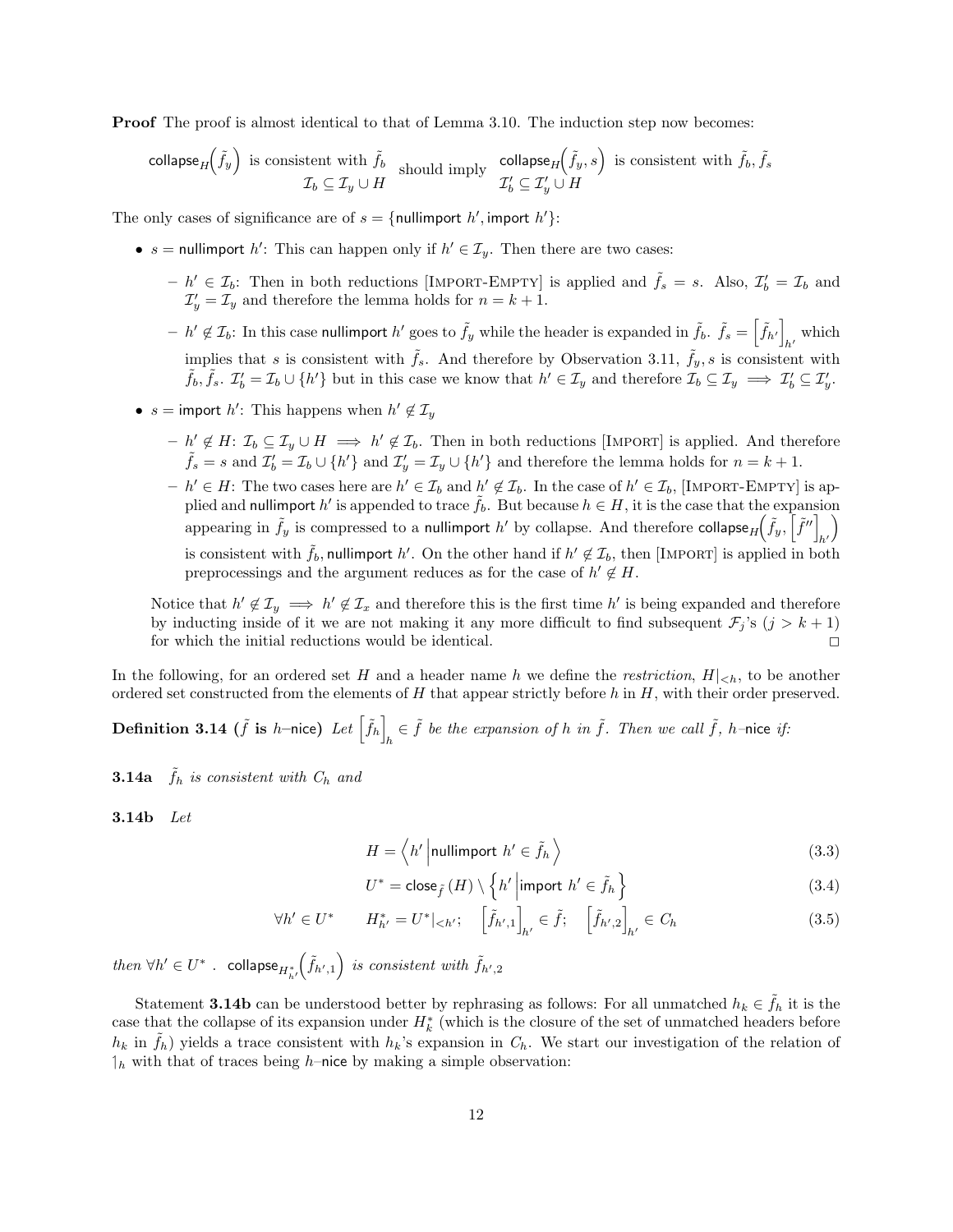**Proof** The proof is almost identical to that of Lemma 3.10. The induction step now becomes:

$$\begin{matrix} \mathsf{collapse}_H\Big(\tilde{f}_y\Big) \text{ is consistent with } \tilde{f}_b \\ \mathcal{I}_b \subseteq \mathcal{I}_y \cup H \end{matrix} \quad \text{should imply} \quad \begin{matrix} \mathsf{collapse}_H\Big(\tilde{f}_y, s\Big) \text{ is consistent with } \tilde{f}_b, \tilde{f}_s \\ \mathcal{I}'_b \subseteq \mathcal{I}'_y \cup H \end{matrix}$$

The only cases of significance are of $s = \{\mathsf{nullimport}\ h', \mathsf{import}\ h'\}$:

- $s = \mathsf{nullimport}\ h'$: This can happen only if $h' \in \mathcal{I}_y$. Then there are two cases:
  - $h' \in \mathcal{I}_b$: Then in both reductions [Import-Empty] is applied and $\tilde{f}_s = s$. Also, $\mathcal{I}'_b = \mathcal{I}_b$ and $\mathcal{I}'_y = \mathcal{I}_y$ and therefore the lemma holds for $n = k+1$.
  - $h' \notin \mathcal{I}_b$: In this case $\mathsf{nullimport}\ h'$ goes to $\tilde{f}_y$ while the header is expanded in $\tilde{f}_b$. $\tilde{f}_s = \Big[\tilde{f}_{h'}\Big]_{h'}$ which implies that $s$ is consistent with $\tilde{f}_s$. And therefore by Observation 3.11, $\tilde{f}_y, s$ is consistent with $\tilde{f}_b, \tilde{f}_s$. $\mathcal{I}'_b = \mathcal{I}_b \cup \{h'\}$ but in this case we know that $h' \in \mathcal{I}_y$ and therefore $\mathcal{I}_b \subseteq \mathcal{I}_y \implies \mathcal{I}'_b \subseteq \mathcal{I}'_y$.
- $s = \mathsf{import}\ h'$: This happens when $h' \notin \mathcal{I}_y$
  - $h' \notin H$: $\mathcal{I}_b \subseteq \mathcal{I}_y \cup H \implies h' \notin \mathcal{I}_b$. Then in both reductions [Import] is applied. And therefore $\tilde{f}_s = s$ and $\mathcal{I}'_b = \mathcal{I}_b \cup \{h'\}$ and $\mathcal{I}'_y = \mathcal{I}_y \cup \{h'\}$ and therefore the lemma holds for $n = k+1$.
  - $h' \in H$: The two cases here are $h' \in \mathcal{I}_b$ and $h' \notin \mathcal{I}_b$. In the case of $h' \in \mathcal{I}_b$, [Import-Empty] is applied and $\mathsf{nullimport}\ h'$ is appended to trace $\tilde{f}_b$. But because $h \in H$, it is the case that the expansion appearing in $\tilde{f}_y$ is compressed to a $\mathsf{nullimport}\ h'$ by collapse. And therefore $\mathsf{collapse}_H\Big(\tilde{f}_y, \Big[\tilde{f}''\Big]_{h'}\Big)$ is consistent with $\tilde{f}_b, \mathsf{nullimport}\ h'$. On the other hand if $h' \notin \mathcal{I}_b$, then [Import] is applied in both preprocessings and the argument reduces as for the case of $h' \notin H$.

Notice that $h' \notin \mathcal{I}_y \implies h' \notin \mathcal{I}_x$ and therefore this is the first time $h'$ is being expanded and therefore by inducting inside of it we are not making it any more difficult to find subsequent $\mathcal{F}_j$'s $(j > k+1)$ for which the initial reductions would be identical. $\square$

In the following, for an ordered set $H$ and a header name $h$ we define the *restriction*, $H|_{<h}$, to be another ordered set constructed from the elements of $H$ that appear strictly before $h$ in $H$, with their order preserved.

**Definition 3.14 ($\tilde{f}$ is $h$–nice)** *Let $\Big[\tilde{f}_h\Big]_h \in \tilde{f}$ be the expansion of $h$ in $\tilde{f}$. Then we call $\tilde{f}$, $h$–nice if:*

**3.14a** *$\tilde{f}_h$ is consistent with $C_h$ and*

**3.14b** *Let*

$$H = \Big\langle h' \Big| \mathsf{nullimport}\ h' \in \tilde{f}_h \Big\rangle \tag{3.3}$$

$$U^* = \mathsf{close}_{\tilde{f}}(H) \setminus \Big\{ h' \Big| \mathsf{import}\ h' \in \tilde{f}_h \Big\} \tag{3.4}$$

$$\forall h' \in U^* \qquad H^*_{h'} = U^*|_{<h'}; \quad \Big[\tilde{f}_{h',1}\Big]_{h'} \in \tilde{f}; \quad \Big[\tilde{f}_{h',2}\Big]_{h'} \in C_h \tag{3.5}$$

*then $\forall h' \in U^*$ . $\mathsf{collapse}_{H^*_{h'}}\Big(\tilde{f}_{h',1}\Big)$ is consistent with $\tilde{f}_{h',2}$*

Statement **3.14b** can be understood better by rephrasing as follows: For all unmatched $h_k \in \tilde{f}_h$ it is the case that the collapse of its expansion under $H^*_k$ (which is the closure of the set of unmatched headers before $h_k$ in $\tilde{f}_h$) yields a trace consistent with $h_k$'s expansion in $C_h$. We start our investigation of the relation of $\upharpoonleft_h$ with that of traces being $h$–nice by making a simple observation: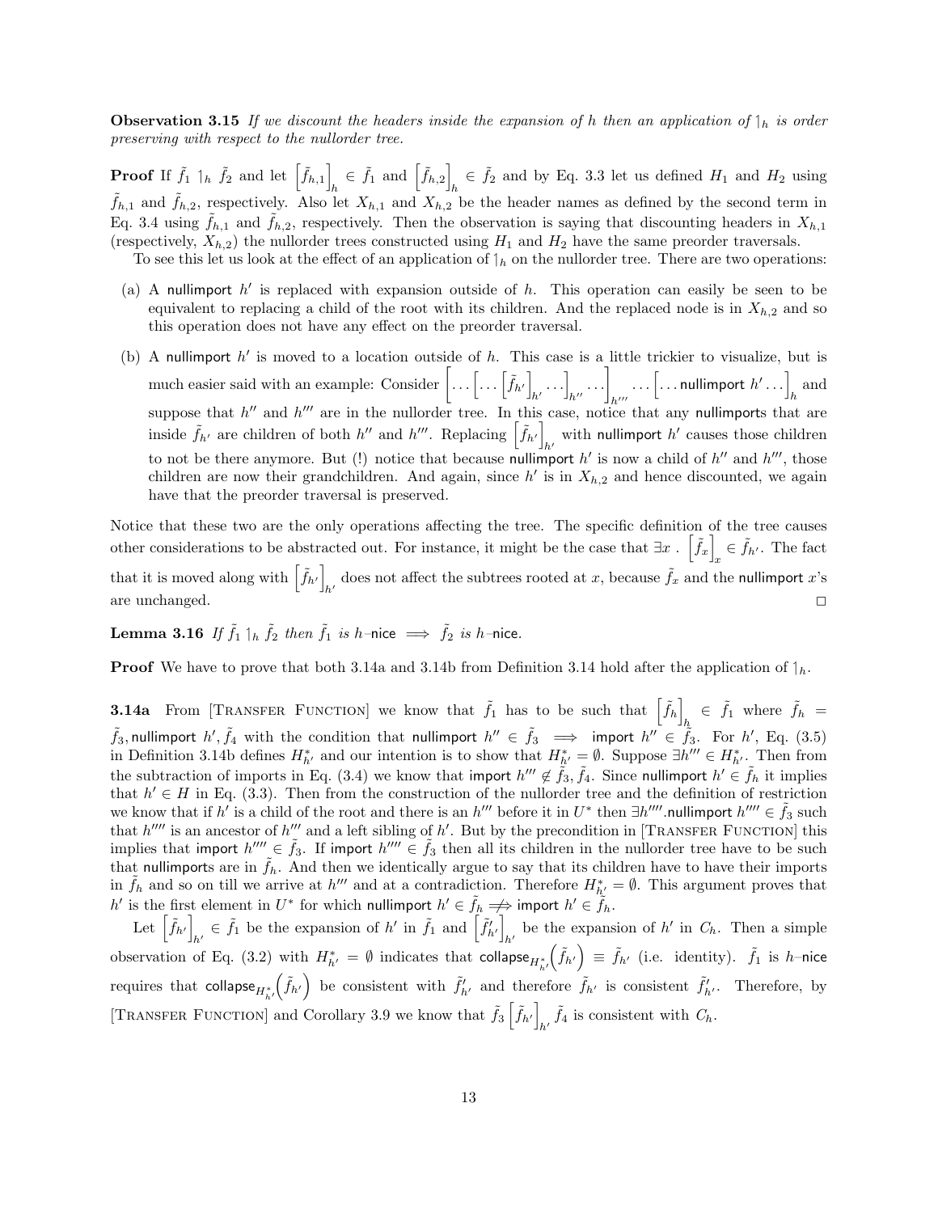**Observation 3.15** *If we discount the headers inside the expansion of $h$ then an application of $\upharpoonright_h$ is order preserving with respect to the nullorder tree.*

**Proof** If $\tilde{f}_1 \upharpoonright_h \tilde{f}_2$ and let $\left[\tilde{f}_{h,1}\right]_h \in \tilde{f}_1$ and $\left[\tilde{f}_{h,2}\right]_h \in \tilde{f}_2$ and by Eq. 3.3 let us defined $H_1$ and $H_2$ using $\tilde{f}_{h,1}$ and $\tilde{f}_{h,2}$, respectively. Also let $X_{h,1}$ and $X_{h,2}$ be the header names as defined by the second term in Eq. 3.4 using $\tilde{f}_{h,1}$ and $\tilde{f}_{h,2}$, respectively. Then the observation is saying that discounting headers in $X_{h,1}$ (respectively, $X_{h,2}$) the nullorder trees constructed using $H_1$ and $H_2$ have the same preorder traversals.

To see this let us look at the effect of an application of $\upharpoonright_h$ on the nullorder tree. There are two operations:

(a) A $\mathsf{nullimport}\ h'$ is replaced with expansion outside of $h$. This operation can easily be seen to be equivalent to replacing a child of the root with its children. And the replaced node is in $X_{h,2}$ and so this operation does not have any effect on the preorder traversal.

(b) A $\mathsf{nullimport}\ h'$ is moved to a location outside of $h$. This case is a little trickier to visualize, but is much easier said with an example: Consider $\left[\ldots\left[\ldots\left[\tilde{f}_{h'}\right]_{h'}\ldots\right]_{h''}\ldots\right]_{h'''}\ldots\left[\ldots\mathsf{nullimport}\ h'\ldots\right]_h$ and suppose that $h''$ and $h'''$ are in the nullorder tree. In this case, notice that any $\mathsf{nullimport}$s that are inside $\tilde{f}_{h'}$ are children of both $h''$ and $h'''$. Replacing $\left[\tilde{f}_{h'}\right]_{h'}$ with $\mathsf{nullimport}\ h'$ causes those children to not be there anymore. But (!) notice that because $\mathsf{nullimport}\ h'$ is now a child of $h''$ and $h'''$, those children are now their grandchildren. And again, since $h'$ is in $X_{h,2}$ and hence discounted, we again have that the preorder traversal is preserved.

Notice that these two are the only operations affecting the tree. The specific definition of the tree causes other considerations to be abstracted out. For instance, it might be the case that $\exists x\ .\ \left[\tilde{f}_x\right]_x \in \tilde{f}_{h'}$. The fact that it is moved along with $\left[\tilde{f}_{h'}\right]_{h'}$ does not affect the subtrees rooted at $x$, because $\tilde{f}_x$ and the $\mathsf{nullimport}\ x$'s are unchanged. $\square$

**Lemma 3.16** *If $\tilde{f}_1 \upharpoonright_h \tilde{f}_2$ then $\tilde{f}_1$ is $h$–$\mathsf{nice} \implies \tilde{f}_2$ is $h$–$\mathsf{nice}$.*

**Proof** We have to prove that both 3.14a and 3.14b from Definition 3.14 hold after the application of $\upharpoonright_h$.

**3.14a** From [Transfer Function] we know that $\tilde{f}_1$ has to be such that $\left[\tilde{f}_h\right]_h \in \tilde{f}_1$ where $\tilde{f}_h = \tilde{f}_3, \mathsf{nullimport}\ h', \tilde{f}_4$ with the condition that $\mathsf{nullimport}\ h'' \in \tilde{f}_3 \implies \mathsf{import}\ h'' \in \tilde{f}_3$. For $h'$, Eq. (3.5) in Definition 3.14b defines $H^*_{h'}$ and our intention is to show that $H^*_{h'} = \emptyset$. Suppose $\exists h''' \in H^*_{h'}$. Then from the subtraction of imports in Eq. (3.4) we know that $\mathsf{import}\ h''' \notin \tilde{f}_3, \tilde{f}_4$. Since $\mathsf{nullimport}\ h' \in \tilde{f}_h$ it implies that $h' \in H$ in Eq. (3.3). Then from the construction of the nullorder tree and the definition of restriction we know that if $h'$ is a child of the root and there is an $h'''$ before it in $U^*$ then $\exists h''''.\mathsf{nullimport}\ h'''' \in \tilde{f}_3$ such that $h''''$ is an ancestor of $h'''$ and a left sibling of $h'$. But by the precondition in [Transfer Function] this implies that $\mathsf{import}\ h'''' \in \tilde{f}_3$. If $\mathsf{import}\ h'''' \in \tilde{f}_3$ then all its children in the nullorder tree have to be such that $\mathsf{nullimport}$s are in $\tilde{f}_h$. And then we identically argue to say that its children have to have their imports in $\tilde{f}_h$ and so on till we arrive at $h'''$ and at a contradiction. Therefore $H^*_{h'} = \emptyset$. This argument proves that $h'$ is the first element in $U^*$ for which $\mathsf{nullimport}\ h' \in \tilde{f}_h \not\Rightarrow \mathsf{import}\ h' \in \tilde{f}_h$.

Let $\left[\tilde{f}_{h'}\right]_{h'} \in \tilde{f}_1$ be the expansion of $h'$ in $\tilde{f}_1$ and $\left[\tilde{f}'_{h'}\right]_{h'}$ be the expansion of $h'$ in $C_h$. Then a simple observation of Eq. (3.2) with $H^*_{h'} = \emptyset$ indicates that $\mathsf{collapse}_{H^*_{h'}}\left(\tilde{f}_{h'}\right) \equiv \tilde{f}_{h'}$ (i.e. identity). $\tilde{f}_1$ is $h$–$\mathsf{nice}$ requires that $\mathsf{collapse}_{H^*_{h'}}\left(\tilde{f}_{h'}\right)$ be consistent with $\tilde{f}'_{h'}$ and therefore $\tilde{f}_{h'}$ is consistent $\tilde{f}'_{h'}$. Therefore, by [Transfer Function] and Corollary 3.9 we know that $\tilde{f}_3\left[\tilde{f}_{h'}\right]_{h'}\tilde{f}_4$ is consistent with $C_h$.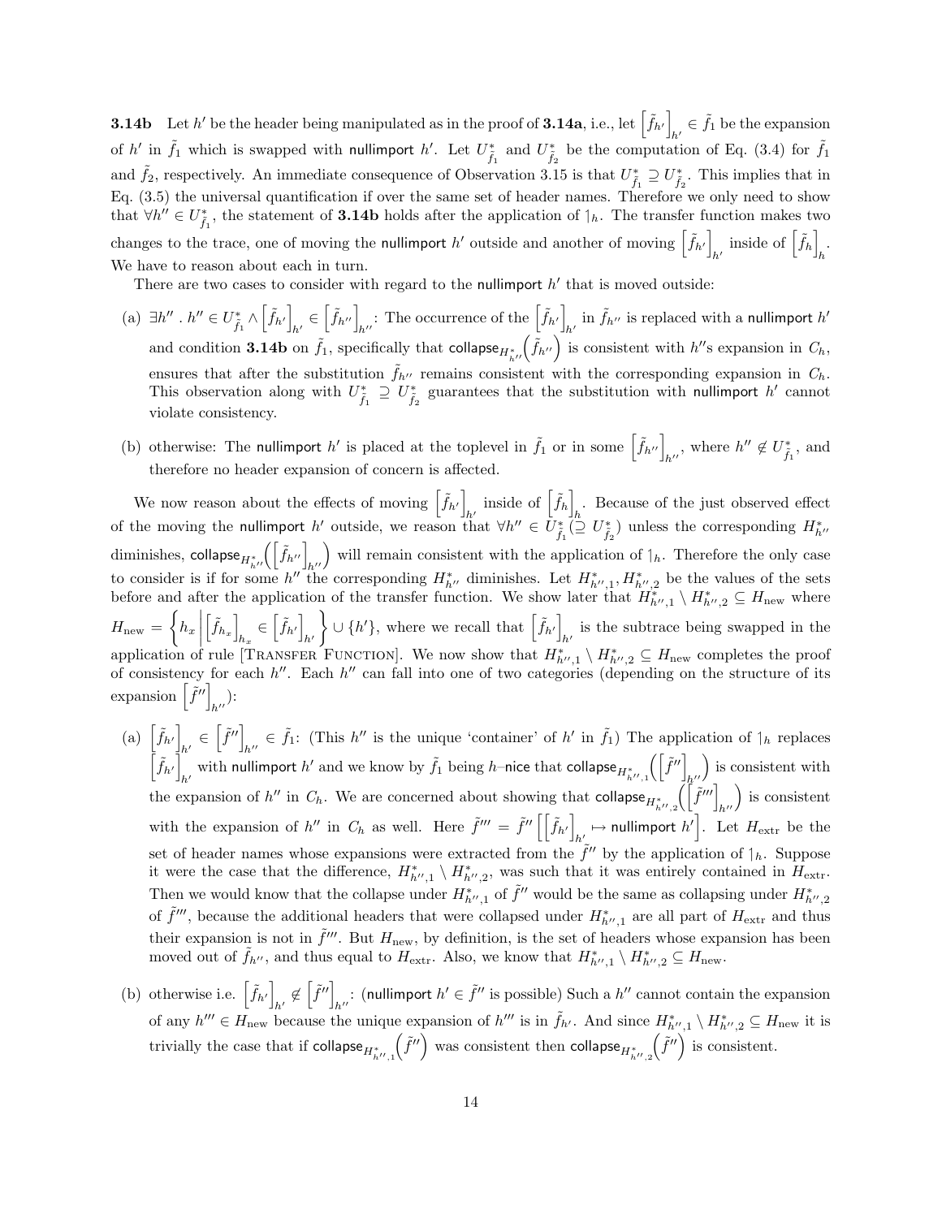**3.14b** Let $h'$ be the header being manipulated as in the proof of **3.14a**, i.e., let $\left[\tilde{f}_{h'}\right]_{h'} \in \tilde{f}_1$ be the expansion of $h'$ in $\tilde{f}_1$ which is swapped with $\mathsf{nullimport}\ h'$. Let $U^*_{\tilde{f}_1}$ and $U^*_{\tilde{f}_2}$ be the computation of Eq. (3.4) for $\tilde{f}_1$ and $\tilde{f}_2$, respectively. An immediate consequence of Observation 3.15 is that $U^*_{\tilde{f}_1} \supseteq U^*_{\tilde{f}_2}$. This implies that in Eq. (3.5) the universal quantification if over the same set of header names. Therefore we only need to show that $\forall h'' \in U^*_{\tilde{f}_1}$, the statement of **3.14b** holds after the application of $\upharpoonright_h$. The transfer function makes two changes to the trace, one of moving the $\mathsf{nullimport}\ h'$ outside and another of moving $\left[\tilde{f}_{h'}\right]_{h'}$ inside of $\left[\tilde{f}_h\right]_h$. We have to reason about each in turn.

There are two cases to consider with regard to the $\mathsf{nullimport}\ h'$ that is moved outside:

(a) $\exists h''\ .\ h'' \in U^*_{\tilde{f}_1} \wedge \left[\tilde{f}_{h'}\right]_{h'} \in \left[\tilde{f}_{h''}\right]_{h''}$: The occurrence of the $\left[\tilde{f}_{h'}\right]_{h'}$ in $\tilde{f}_{h''}$ is replaced with a $\mathsf{nullimport}\ h'$ and condition **3.14b** on $\tilde{f}_1$, specifically that $\mathsf{collapse}_{H^*_{h''}}\left(\tilde{f}_{h''}\right)$ is consistent with $h''$s expansion in $C_h$, ensures that after the substitution $\tilde{f}_{h''}$ remains consistent with the corresponding expansion in $C_h$. This observation along with $U^*_{\tilde{f}_1} \supseteq U^*_{\tilde{f}_2}$ guarantees that the substitution with $\mathsf{nullimport}\ h'$ cannot violate consistency.

(b) otherwise: The $\mathsf{nullimport}\ h'$ is placed at the toplevel in $\tilde{f}_1$ or in some $\left[\tilde{f}_{h''}\right]_{h''}$, where $h'' \notin U^*_{\tilde{f}_1}$, and therefore no header expansion of concern is affected.

We now reason about the effects of moving $\left[\tilde{f}_{h'}\right]_{h'}$ inside of $\left[\tilde{f}_h\right]_h$. Because of the just observed effect of the moving the $\mathsf{nullimport}\ h'$ outside, we reason that $\forall h'' \in U^*_{\tilde{f}_1} (\supseteq U^*_{\tilde{f}_2})$ unless the corresponding $H^*_{h''}$ diminishes, $\mathsf{collapse}_{H^*_{h''}}\left(\left[\tilde{f}_{h''}\right]_{h''}\right)$ will remain consistent with the application of $\upharpoonright_h$. Therefore the only case to consider is if for some $h''$ the corresponding $H^*_{h''}$ diminishes. Let $H^*_{h'',1}, H^*_{h'',2}$ be the values of the sets before and after the application of the transfer function. We show later that $H^*_{h'',1} \setminus H^*_{h'',2} \subseteq H_{\text{new}}$ where $H_{\text{new}} = \left\{ h_x \,\middle|\, \left[\tilde{f}_{h_x}\right]_{h_x} \in \left[\tilde{f}_{h'}\right]_{h'} \right\} \cup \{h'\}$, where we recall that $\left[\tilde{f}_{h'}\right]_{h'}$ is the subtrace being swapped in the application of rule [Transfer Function]. We now show that $H^*_{h'',1} \setminus H^*_{h'',2} \subseteq H_{\text{new}}$ completes the proof of consistency for each $h''$. Each $h''$ can fall into one of two categories (depending on the structure of its expansion $\left[\tilde{f}''\right]_{h''}$):

(a) $\left[\tilde{f}_{h'}\right]_{h'} \in \left[\tilde{f}''\right]_{h''} \in \tilde{f}_1$: (This $h''$ is the unique 'container' of $h'$ in $\tilde{f}_1$) The application of $\upharpoonright_h$ replaces $\left[\tilde{f}_{h'}\right]_{h'}$ with $\mathsf{nullimport}\ h'$ and we know by $\tilde{f}_1$ being $h$–$\mathsf{nice}$ that $\mathsf{collapse}_{H^*_{h'',1}}\left(\left[\tilde{f}''\right]_{h''}\right)$ is consistent with the expansion of $h''$ in $C_h$. We are concerned about showing that $\mathsf{collapse}_{H^*_{h'',2}}\left(\left[\tilde{f}'''\right]_{h''}\right)$ is consistent with the expansion of $h''$ in $C_h$ as well. Here $\tilde{f}''' = \tilde{f}''\left[\left[\tilde{f}_{h'}\right]_{h'} \mapsto \mathsf{nullimport}\ h'\right]$. Let $H_{\text{extr}}$ be the set of header names whose expansions were extracted from the $\tilde{f}''$ by the application of $\upharpoonright_h$. Suppose it were the case that the difference, $H^*_{h'',1} \setminus H^*_{h'',2}$, was such that it was entirely contained in $H_{\text{extr}}$. Then we would know that the collapse under $H^*_{h'',1}$ of $\tilde{f}''$ would be the same as collapsing under $H^*_{h'',2}$ of $\tilde{f}'''$, because the additional headers that were collapsed under $H^*_{h'',1}$ are all part of $H_{\text{extr}}$ and thus their expansion is not in $\tilde{f}'''$. But $H_{\text{new}}$, by definition, is the set of headers whose expansion has been moved out of $\tilde{f}_{h''}$, and thus equal to $H_{\text{extr}}$. Also, we know that $H^*_{h'',1} \setminus H^*_{h'',2} \subseteq H_{\text{new}}$.

(b) otherwise i.e. $\left[\tilde{f}_{h'}\right]_{h'} \notin \left[\tilde{f}''\right]_{h''}$: ($\mathsf{nullimport}\ h' \in \tilde{f}''$ is possible) Such a $h''$ cannot contain the expansion of any $h''' \in H_{\text{new}}$ because the unique expansion of $h'''$ is in $\tilde{f}_{h'}$. And since $H^*_{h'',1} \setminus H^*_{h'',2} \subseteq H_{\text{new}}$ it is trivially the case that if $\mathsf{collapse}_{H^*_{h'',1}}\left(\tilde{f}''\right)$ was consistent then $\mathsf{collapse}_{H^*_{h'',2}}\left(\tilde{f}''\right)$ is consistent.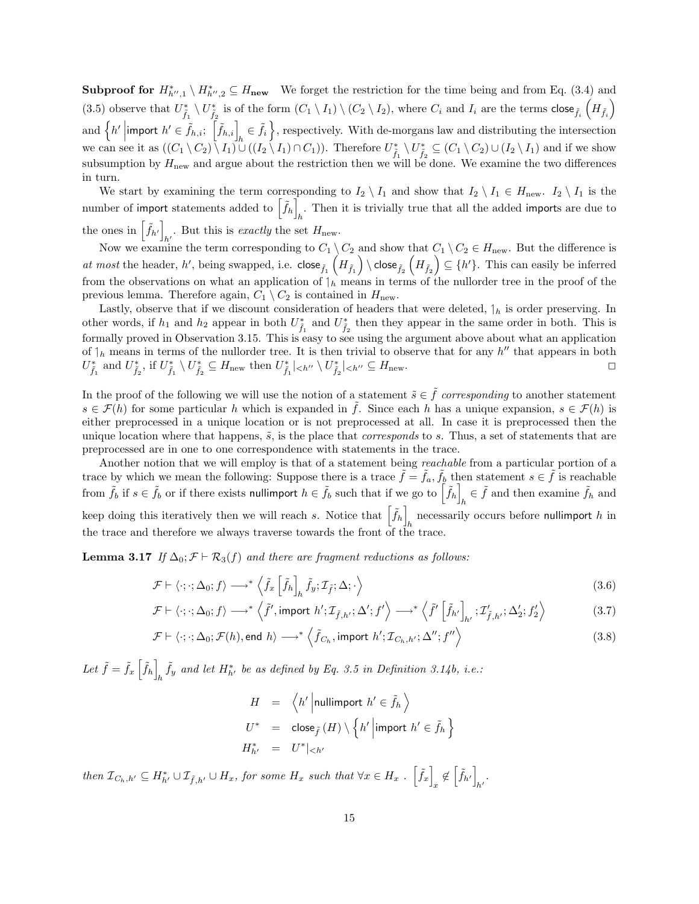**Subproof for $H^*_{h'',1} \setminus H^*_{h'',2} \subseteq H_{\mathbf{new}}$** We forget the restriction for the time being and from Eq. (3.4) and (3.5) observe that $U^*_{\tilde{f}_1} \setminus U^*_{\tilde{f}_2}$ is of the form $(C_1 \setminus I_1) \setminus (C_2 \setminus I_2)$, where $C_i$ and $I_i$ are the terms $\mathsf{close}_{\tilde{f}_i}\left(H_{\tilde{f}_i}\right)$ and $\left\{h' \,\middle|\, \mathsf{import}\ h' \in \tilde{f}_{h,i};\ \left[\tilde{f}_{h,i}\right]_h \in \tilde{f}_i\right\}$, respectively. With de-morgans law and distributing the intersection we can see it as $((C_1 \setminus C_2) \setminus I_1) \cup ((I_2 \setminus I_1) \cap C_1))$. Therefore $U^*_{\tilde{f}_1} \setminus U^*_{\tilde{f}_2} \subseteq (C_1 \setminus C_2) \cup (I_2 \setminus I_1)$ and if we show subsumption by $H_{\text{new}}$ and argue about the restriction then we will be done. We examine the two differences in turn.

We start by examining the term corresponding to $I_2 \setminus I_1$ and show that $I_2 \setminus I_1 \in H_{\text{new}}$. $I_2 \setminus I_1$ is the number of $\mathsf{import}$ statements added to $\left[\tilde{f}_h\right]_h$. Then it is trivially true that all the added $\mathsf{import}$s are due to the ones in $\left[\tilde{f}_{h'}\right]_{h'}$. But this is *exactly* the set $H_{\text{new}}$.

Now we examine the term corresponding to $C_1 \setminus C_2$ and show that $C_1 \setminus C_2 \in H_{\text{new}}$. But the difference is *at most* the header, $h'$, being swapped, i.e. $\mathsf{close}_{\tilde{f}_1}\left(H_{\tilde{f}_1}\right) \setminus \mathsf{close}_{\tilde{f}_2}\left(H_{\tilde{f}_2}\right) \subseteq \{h'\}$. This can easily be inferred from the observations on what an application of $\upharpoonright_h$ means in terms of the nullorder tree in the proof of the previous lemma. Therefore again, $C_1 \setminus C_2$ is contained in $H_{\text{new}}$.

Lastly, observe that if we discount consideration of headers that were deleted, $\upharpoonright_h$ is order preserving. In other words, if $h_1$ and $h_2$ appear in both $U^*_{\tilde{f}_1}$ and $U^*_{\tilde{f}_2}$ then they appear in the same order in both. This is formally proved in Observation 3.15. This is easy to see using the argument above about what an application of $\upharpoonright_h$ means in terms of the nullorder tree. It is then trivial to observe that for any $h''$ that appears in both $U^*_{\tilde{f}_1}$ and $U^*_{\tilde{f}_2}$, if $U^*_{\tilde{f}_1} \setminus U^*_{\tilde{f}_2} \subseteq H_{\text{new}}$ then $U^*_{\tilde{f}_1}|_{<h''} \setminus U^*_{\tilde{f}_2}|_{<h''} \subseteq H_{\text{new}}$. □

In the proof of the following we will use the notion of a statement $\tilde{s} \in \tilde{f}$ *corresponding* to another statement $s \in \mathcal{F}(h)$ for some particular $h$ which is expanded in $\tilde{f}$. Since each $h$ has a unique expansion, $s \in \mathcal{F}(h)$ is either preprocessed in a unique location or is not preprocessed at all. In case it is preprocessed then the unique location where that happens, $\tilde{s}$, is the place that *corresponds* to $s$. Thus, a set of statements that are preprocessed are in one to one correspondence with statements in the trace.

Another notion that we will employ is that of a statement being *reachable* from a particular portion of a trace by which we mean the following: Suppose there is a trace $\tilde{f} = \tilde{f}_a, \tilde{f}_b$ then statement $s \in \tilde{f}$ is reachable from $\tilde{f}_b$ if $s \in \tilde{f}_b$ or if there exists $\mathsf{nullimport}\ h \in \tilde{f}_b$ such that if we go to $\left[\tilde{f}_h\right]_h \in \tilde{f}$ and then examine $\tilde{f}_h$ and keep doing this iteratively then we will reach $s$. Notice that $\left[\tilde{f}_h\right]_h$ necessarily occurs before $\mathsf{nullimport}\ h$ in the trace and therefore we always traverse towards the front of the trace.

**Lemma 3.17** *If $\Delta_0; \mathcal{F} \vdash \mathcal{R}_3(f)$ and there are fragment reductions as follows:*

$$\mathcal{F} \vdash \langle \cdot; \cdot; \Delta_0; f \rangle \longrightarrow^* \left\langle \tilde{f}_x \left[\tilde{f}_h\right]_h \tilde{f}_y; \mathcal{I}_{\tilde{f}}; \Delta; \cdot \right\rangle \tag{3.6}$$

$$\mathcal{F} \vdash \langle \cdot; \cdot; \Delta_0; f \rangle \longrightarrow^* \left\langle \tilde{f}', \mathsf{import}\ h'; \mathcal{I}_{\tilde{f},h'}; \Delta'; f' \right\rangle \longrightarrow^* \left\langle \tilde{f}' \left[\tilde{f}_{h'}\right]_{h'}; \mathcal{I}'_{\tilde{f},h'}; \Delta'_2; f'_2 \right\rangle \tag{3.7}$$

$$\mathcal{F} \vdash \langle \cdot; \cdot; \Delta_0; \mathcal{F}(h), \mathsf{end}\ h \rangle \longrightarrow^* \left\langle \tilde{f}_{C_h}, \mathsf{import}\ h'; \mathcal{I}_{C_h,h'}; \Delta''; f'' \right\rangle \tag{3.8}$$

*Let $\tilde{f} = \tilde{f}_x \left[\tilde{f}_h\right]_h \tilde{f}_y$ and let $H^*_{h'}$ be as defined by Eq. 3.5 in Definition 3.14b, i.e.:*

$$\begin{aligned}
H &= \left\langle h' \,\middle|\, \mathsf{nullimport}\ h' \in \tilde{f}_h \right\rangle \\
U^* &= \mathsf{close}_{\tilde{f}}(H) \setminus \left\{ h' \,\middle|\, \mathsf{import}\ h' \in \tilde{f}_h \right\} \\
H^*_{h'} &= U^*|_{<h'}
\end{aligned}$$

*then $\mathcal{I}_{C_h,h'} \subseteq H^*_{h'} \cup \mathcal{I}_{\tilde{f},h'} \cup H_x$, for some $H_x$ such that $\forall x \in H_x\ .\ \left[\tilde{f}_x\right]_x \notin \left[\tilde{f}_{h'}\right]_{h'}$.*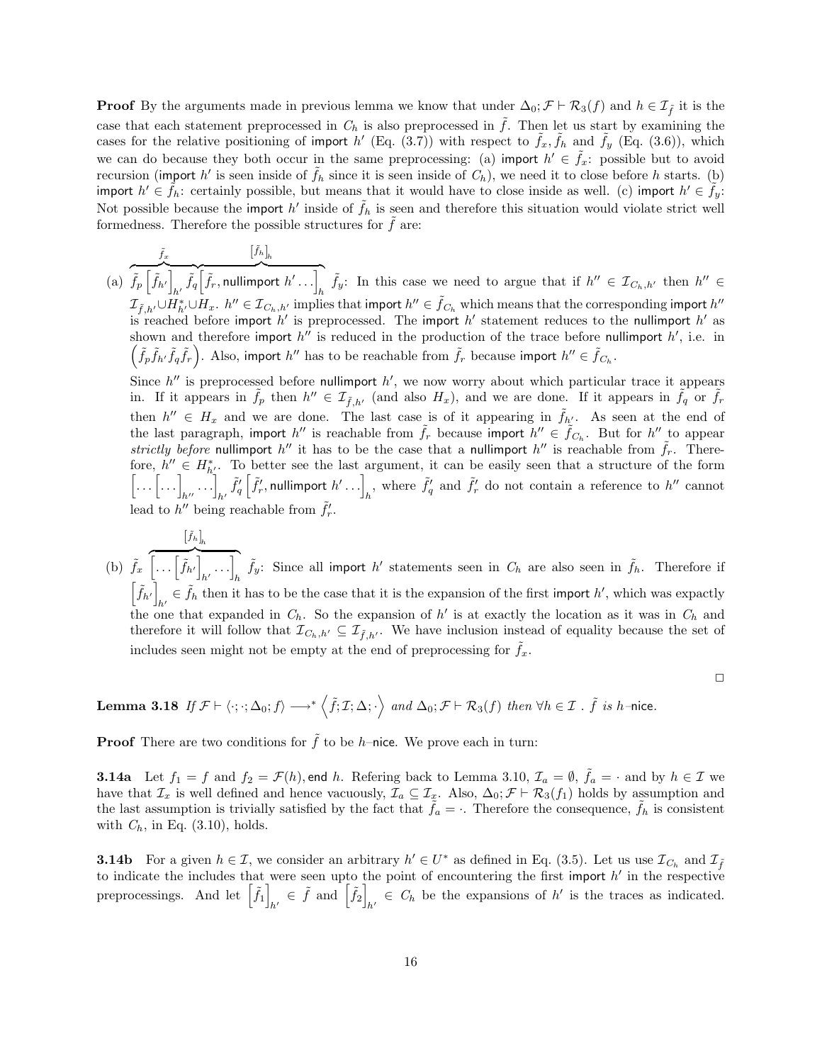**Proof** By the arguments made in previous lemma we know that under $\Delta_0; \mathcal{F} \vdash \mathcal{R}_3(f)$ and $h \in \mathcal{I}_{\tilde{f}}$ it is the case that each statement preprocessed in $C_h$ is also preprocessed in $\tilde{f}$. Then let us start by examining the cases for the relative positioning of import $h'$ (Eq. (3.7)) with respect to $\tilde{f}_x, \tilde{f}_h$ and $\tilde{f}_y$ (Eq. (3.6)), which we can do because they both occur in the same preprocessing: (a) import $h' \in \tilde{f}_x$: possible but to avoid recursion (import $h'$ is seen inside of $\tilde{f}_h$ since it is seen inside of $C_h$), we need it to close before $h$ starts. (b) import $h' \in \tilde{f}_h$: certainly possible, but means that it would have to close inside as well. (c) import $h' \in \tilde{f}_y$: Not possible because the import $h'$ inside of $\tilde{f}_h$ is seen and therefore this situation would violate strict well formedness. Therefore the possible structures for $\tilde{f}$ are:

(a) $\overbrace{\tilde{f}_p \left[\tilde{f}_{h'}\right]_{h'} \tilde{f}_q}^{\tilde{f}_x}\overbrace{\left[\tilde{f}_r, \text{nullimport } h' \ldots\right]_h}^{[\tilde{f}_h]_h} \tilde{f}_y$: In this case we need to argue that if $h'' \in \mathcal{I}_{C_h,h'}$ then $h'' \in \mathcal{I}_{\tilde{f},h'} \cup H^*_{h'} \cup H_x$. $h'' \in \mathcal{I}_{C_h,h'}$ implies that import $h'' \in \tilde{f}_{C_h}$ which means that the corresponding import $h''$ is reached before import $h'$ is preprocessed. The import $h'$ statement reduces to the nullimport $h'$ as shown and therefore import $h''$ is reduced in the production of the trace before nullimport $h'$, i.e. in $\left(\tilde{f}_p \tilde{f}_{h'} \tilde{f}_q \tilde{f}_r\right)$. Also, import $h''$ has to be reachable from $\tilde{f}_r$ because import $h'' \in \tilde{f}_{C_h}$.

Since $h''$ is preprocessed before nullimport $h'$, we now worry about which particular trace it appears in. If it appears in $\tilde{f}_p$ then $h'' \in \mathcal{I}_{\tilde{f},h'}$ (and also $H_x$), and we are done. If it appears in $\tilde{f}_q$ or $\tilde{f}_r$ then $h'' \in H_x$ and we are done. The last case is of it appearing in $\tilde{f}_{h'}$. As seen at the end of the last paragraph, import $h''$ is reachable from $\tilde{f}_r$ because import $h'' \in \tilde{f}_{C_h}$. But for $h''$ to appear *strictly before* nullimport $h''$ it has to be the case that a nullimport $h''$ is reachable from $\tilde{f}_r$. Therefore, $h'' \in H^*_{h'}$. To better see the last argument, it can be easily seen that a structure of the form $\left[\ldots\left[\ldots\right]_{h''}\ldots\right]_{h'} \tilde{f}'_q \left[\tilde{f}'_r, \text{nullimport } h' \ldots\right]_h$, where $\tilde{f}'_q$ and $\tilde{f}'_r$ do not contain a reference to $h''$ cannot lead to $h''$ being reachable from $\tilde{f}'_r$.

(b) $\tilde{f}_x \overbrace{\left[\ldots\left[\tilde{f}_{h'}\right]_{h'}\ldots\right]_h}^{[\tilde{f}_h]_h} \tilde{f}_y$: Since all import $h'$ statements seen in $C_h$ are also seen in $\tilde{f}_h$. Therefore if $\left[\tilde{f}_{h'}\right]_{h'} \in \tilde{f}_h$ then it has to be the case that it is the expansion of the first import $h'$, which was expactly the one that expanded in $C_h$. So the expansion of $h'$ is at exactly the location as it was in $C_h$ and therefore it will follow that $\mathcal{I}_{C_h,h'} \subseteq \mathcal{I}_{\tilde{f},h'}$. We have inclusion instead of equality because the set of includes seen might not be empty at the end of preprocessing for $\tilde{f}_x$.

□

**Lemma 3.18** *If $\mathcal{F} \vdash \langle \cdot; \cdot; \Delta_0; f\rangle \longrightarrow^* \left\langle \tilde{f}; \mathcal{I}; \Delta; \cdot\right\rangle$ and $\Delta_0; \mathcal{F} \vdash \mathcal{R}_3(f)$ then $\forall h \in \mathcal{I}$ . $\tilde{f}$ is $h$–nice.*

**Proof** There are two conditions for $\tilde{f}$ to be $h$–nice. We prove each in turn:

**3.14a** Let $f_1 = f$ and $f_2 = \mathcal{F}(h)$, end $h$. Refering back to Lemma 3.10, $\mathcal{I}_a = \emptyset$, $\tilde{f}_a = \cdot$ and by $h \in \mathcal{I}$ we have that $\mathcal{I}_x$ is well defined and hence vacuously, $\mathcal{I}_a \subseteq \mathcal{I}_x$. Also, $\Delta_0; \mathcal{F} \vdash \mathcal{R}_3(f_1)$ holds by assumption and the last assumption is trivially satisfied by the fact that $\tilde{f}_a = \cdot$. Therefore the consequence, $\tilde{f}_h$ is consistent with $C_h$, in Eq. (3.10), holds.

**3.14b** For a given $h \in \mathcal{I}$, we consider an arbitrary $h' \in U^*$ as defined in Eq. (3.5). Let us use $\mathcal{I}_{C_h}$ and $\mathcal{I}_{\tilde{f}}$ to indicate the includes that were seen upto the point of encountering the first import $h'$ in the respective preprocessings. And let $\left[\tilde{f}_1\right]_{h'} \in \tilde{f}$ and $\left[\tilde{f}_2\right]_{h'} \in C_h$ be the expansions of $h'$ is the traces as indicated.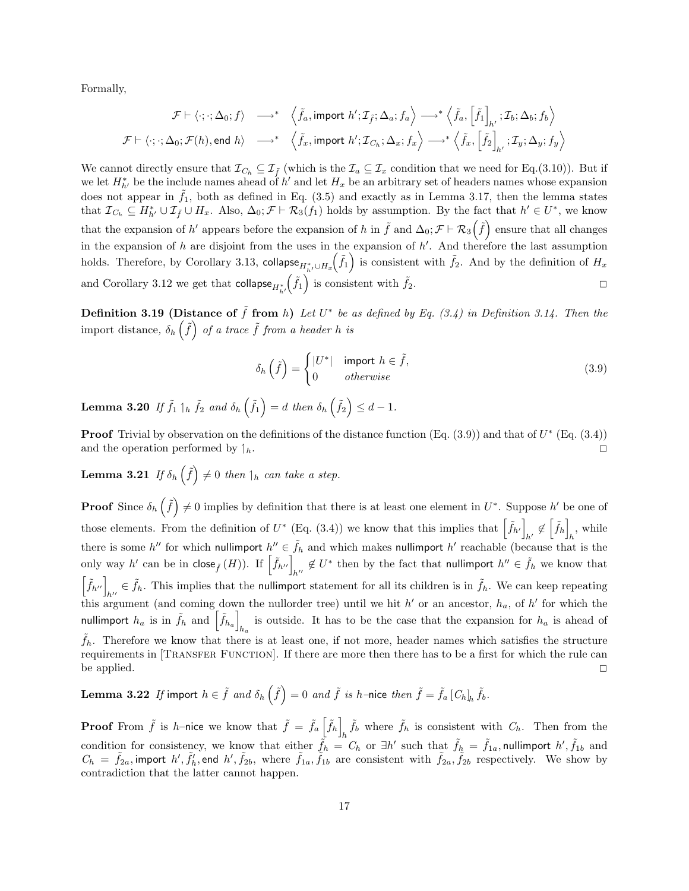Formally,

$$\mathcal{F} \vdash \langle \cdot; \cdot; \Delta_0; f \rangle \quad \longrightarrow^* \quad \left\langle \tilde{f}_a, \mathsf{import}\ h'; \mathcal{I}_{\tilde{f}}; \Delta_a; f_a \right\rangle \longrightarrow^* \left\langle \tilde{f}_a, \left[\tilde{f}_1\right]_{h'}; \mathcal{I}_b; \Delta_b; f_b \right\rangle$$

$$\mathcal{F} \vdash \langle \cdot; \cdot; \Delta_0; \mathcal{F}(h), \mathsf{end}\ h \rangle \quad \longrightarrow^* \quad \left\langle \tilde{f}_x, \mathsf{import}\ h'; \mathcal{I}_{C_h}; \Delta_x; f_x \right\rangle \longrightarrow^* \left\langle \tilde{f}_x, \left[\tilde{f}_2\right]_{h'}; \mathcal{I}_y; \Delta_y; f_y \right\rangle$$

We cannot directly ensure that $\mathcal{I}_{C_h} \subseteq \mathcal{I}_{\tilde{f}}$ (which is the $\mathcal{I}_a \subseteq \mathcal{I}_x$ condition that we need for Eq.(3.10)). But if we let $H^*_{h'}$ be the include names ahead of $h'$ and let $H_x$ be an arbitrary set of headers names whose expansion does not appear in $\tilde{f}_1$, both as defined in Eq. (3.5) and exactly as in Lemma 3.17, then the lemma states that $\mathcal{I}_{C_h} \subseteq H^*_{h'} \cup \mathcal{I}_{\tilde{f}} \cup H_x$. Also, $\Delta_0; \mathcal{F} \vdash \mathcal{R}_3(f_1)$ holds by assumption. By the fact that $h' \in U^*$, we know that the expansion of $h'$ appears before the expansion of $h$ in $\tilde{f}$ and $\Delta_0; \mathcal{F} \vdash \mathcal{R}_3\left(\tilde{f}\right)$ ensure that all changes in the expansion of $h$ are disjoint from the uses in the expansion of $h'$. And therefore the last assumption holds. Therefore, by Corollary 3.13, $\mathsf{collapse}_{H^*_{h'} \cup H_x}\left(\tilde{f}_1\right)$ is consistent with $\tilde{f}_2$. And by the definition of $H_x$ and Corollary 3.12 we get that $\mathsf{collapse}_{H^*_{h'}}\left(\tilde{f}_1\right)$ is consistent with $\tilde{f}_2$. □

**Definition 3.19 (Distance of $\tilde{f}$ from $h$)** *Let $U^*$ be as defined by Eq. (3.4) in Definition 3.14. Then the import distance, $\delta_h\left(\tilde{f}\right)$ of a trace $\tilde{f}$ from a header $h$ is*

$$\delta_h\left(\tilde{f}\right) = \begin{cases} |U^*| & \mathsf{import}\ h \in \tilde{f}, \\ 0 & \textit{otherwise} \end{cases} \tag{3.9}$$

**Lemma 3.20** *If $\tilde{f}_1 \upharpoonleft_h \tilde{f}_2$ and $\delta_h\left(\tilde{f}_1\right) = d$ then $\delta_h\left(\tilde{f}_2\right) \leq d - 1$.*

**Proof** Trivial by observation on the definitions of the distance function (Eq. (3.9)) and that of $U^*$ (Eq. (3.4)) and the operation performed by $\upharpoonleft_h$. □

**Lemma 3.21** *If $\delta_h\left(\tilde{f}\right) \neq 0$ then $\upharpoonleft_h$ can take a step.*

**Proof** Since $\delta_h\left(\tilde{f}\right) \neq 0$ implies by definition that there is at least one element in $U^*$. Suppose $h'$ be one of those elements. From the definition of $U^*$ (Eq. (3.4)) we know that this implies that $\left[\tilde{f}_{h'}\right]_{h'} \notin \left[\tilde{f}_h\right]_h$, while there is some $h''$ for which $\mathsf{nullimport}\ h'' \in \tilde{f}_h$ and which makes $\mathsf{nullimport}\ h'$ reachable (because that is the only way $h'$ can be in $\mathsf{close}_{\tilde{f}}(H)$). If $\left[\tilde{f}_{h''}\right]_{h''} \notin U^*$ then by the fact that $\mathsf{nullimport}\ h'' \in \tilde{f}_h$ we know that $\left[\tilde{f}_{h''}\right]_{h''} \in \tilde{f}_h$. This implies that the $\mathsf{nullimport}$ statement for all its children is in $\tilde{f}_h$. We can keep repeating this argument (and coming down the nullorder tree) until we hit $h'$ or an ancestor, $h_a$, of $h'$ for which the $\mathsf{nullimport}\ h_a$ is in $\tilde{f}_h$ and $\left[\tilde{f}_{h_a}\right]_{h_a}$ is outside. It has to be the case that the expansion for $h_a$ is ahead of $\tilde{f}_h$. Therefore we know that there is at least one, if not more, header names which satisfies the structure requirements in [Transfer Function]. If there are more then there has to be a first for which the rule can be applied. □

**Lemma 3.22** *If $\mathsf{import}\ h \in \tilde{f}$ and $\delta_h\left(\tilde{f}\right) = 0$ and $\tilde{f}$ is $h$–$\mathsf{nice}$ then $\tilde{f} = \tilde{f}_a \left[C_h\right]_h \tilde{f}_b$.*

**Proof** From $\tilde{f}$ is $h$–$\mathsf{nice}$ we know that $\tilde{f} = \tilde{f}_a \left[\tilde{f}_h\right]_h \tilde{f}_b$ where $\tilde{f}_h$ is consistent with $C_h$. Then from the condition for consistency, we know that either $\tilde{f}_h = C_h$ or $\exists h'$ such that $\tilde{f}_h = \tilde{f}_{1a}, \mathsf{nullimport}\ h', \tilde{f}_{1b}$ and $C_h = \tilde{f}_{2a}, \mathsf{import}\ h', \tilde{f}'_h, \mathsf{end}\ h', \tilde{f}_{2b}$, where $\tilde{f}_{1a}, \tilde{f}_{1b}$ are consistent with $\tilde{f}_{2a}, \tilde{f}_{2b}$ respectively. We show by contradiction that the latter cannot happen.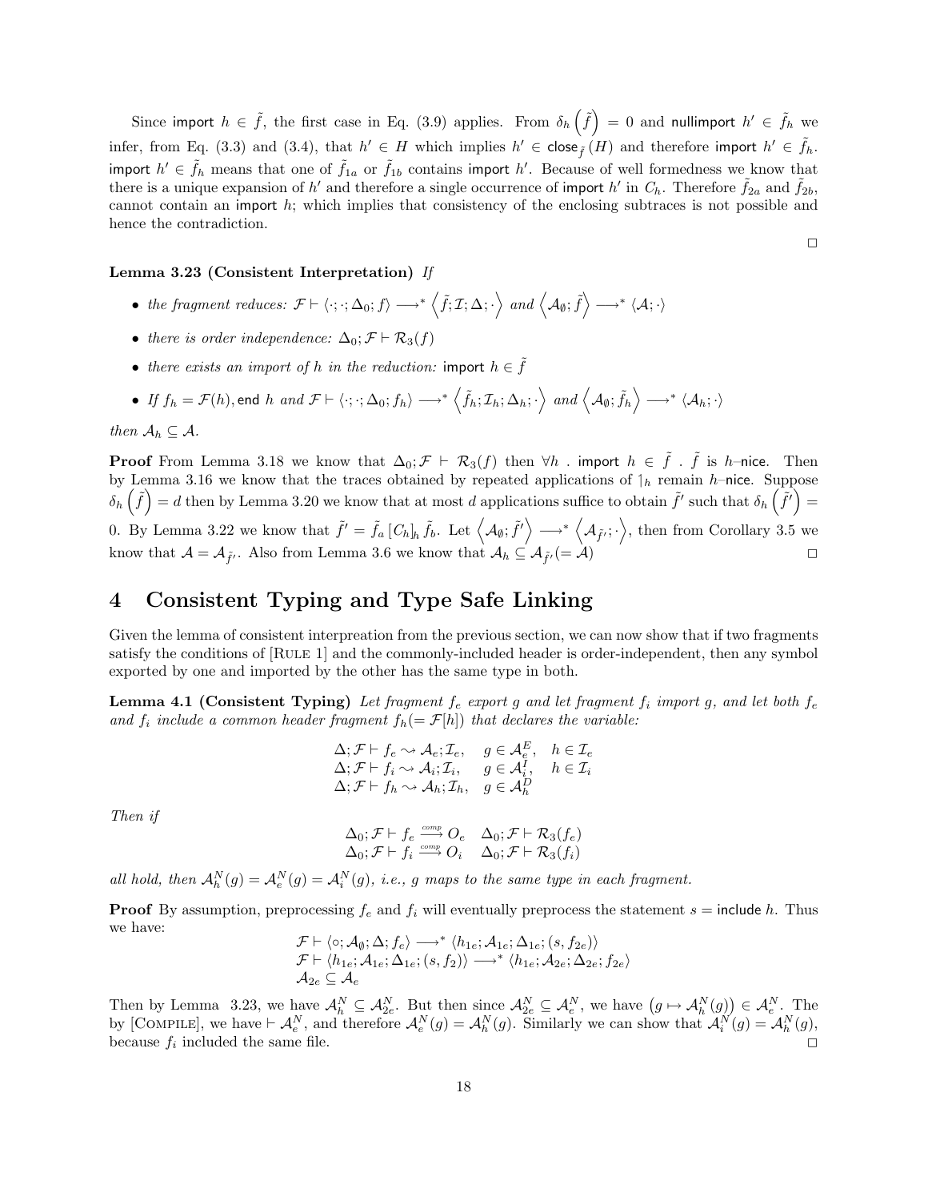Since $\mathsf{import}\ h \in \tilde{f}$, the first case in Eq. (3.9) applies. From $\delta_h\left(\tilde{f}\right) = 0$ and $\mathsf{nullimport}\ h' \in \tilde{f}_h$ we infer, from Eq. (3.3) and (3.4), that $h' \in H$ which implies $h' \in \mathsf{close}_{\tilde{f}}(H)$ and therefore $\mathsf{import}\ h' \in \tilde{f}_h$. $\mathsf{import}\ h' \in \tilde{f}_h$ means that one of $\tilde{f}_{1a}$ or $\tilde{f}_{1b}$ contains $\mathsf{import}\ h'$. Because of well formedness we know that there is a unique expansion of $h'$ and therefore a single occurrence of $\mathsf{import}\ h'$ in $C_h$. Therefore $\tilde{f}_{2a}$ and $\tilde{f}_{2b}$, cannot contain an $\mathsf{import}\ h$; which implies that consistency of the enclosing subtraces is not possible and hence the contradiction.

□

**Lemma 3.23 (Consistent Interpretation)** *If*

- *the fragment reduces:* $\mathcal{F} \vdash \langle \cdot; \cdot; \Delta_0; f\rangle \longrightarrow^* \left\langle \tilde{f}; \mathcal{I}; \Delta; \cdot \right\rangle$ *and* $\left\langle \mathcal{A}_\emptyset; \tilde{f} \right\rangle \longrightarrow^* \langle \mathcal{A}; \cdot \rangle$
- *there is order independence:* $\Delta_0; \mathcal{F} \vdash \mathcal{R}_3(f)$
- *there exists an import of* $h$ *in the reduction:* $\mathsf{import}\ h \in \tilde{f}$
- *If* $f_h = \mathcal{F}(h), \mathsf{end}\ h$ *and* $\mathcal{F} \vdash \langle \cdot; \cdot; \Delta_0; f_h\rangle \longrightarrow^* \left\langle \tilde{f}_h; \mathcal{I}_h; \Delta_h; \cdot \right\rangle$ *and* $\left\langle \mathcal{A}_\emptyset; \tilde{f}_h \right\rangle \longrightarrow^* \langle \mathcal{A}_h; \cdot \rangle$

*then* $\mathcal{A}_h \subseteq \mathcal{A}$.

**Proof** From Lemma 3.18 we know that $\Delta_0; \mathcal{F} \vdash \mathcal{R}_3(f)$ then $\forall h\ .\ \mathsf{import}\ h \in \tilde{f}\ .\ \tilde{f}$ is $h$–$\mathsf{nice}$. Then by Lemma 3.16 we know that the traces obtained by repeated applications of $\upharpoonright_h$ remain $h$–$\mathsf{nice}$. Suppose $\delta_h\left(\tilde{f}\right) = d$ then by Lemma 3.20 we know that at most $d$ applications suffice to obtain $\tilde{f}'$ such that $\delta_h\left(\tilde{f}'\right) = 0$. By Lemma 3.22 we know that $\tilde{f}' = \tilde{f}_a \left[C_h\right]_h \tilde{f}_b$. Let $\left\langle \mathcal{A}_\emptyset; \tilde{f}' \right\rangle \longrightarrow^* \left\langle \mathcal{A}_{\tilde{f}'}; \cdot \right\rangle$, then from Corollary 3.5 we know that $\mathcal{A} = \mathcal{A}_{\tilde{f}'}$. Also from Lemma 3.6 we know that $\mathcal{A}_h \subseteq \mathcal{A}_{\tilde{f}'}(= \mathcal{A})$ □

# 4 Consistent Typing and Type Safe Linking

Given the lemma of consistent interpreation from the previous section, we can now show that if two fragments satisfy the conditions of [Rule 1] and the commonly-included header is order-independent, then any symbol exported by one and imported by the other has the same type in both.

**Lemma 4.1 (Consistent Typing)** *Let fragment* $f_e$ *export* $g$ *and let fragment* $f_i$ *import* $g$*, and let both* $f_e$ *and* $f_i$ *include a common header fragment* $f_h(= \mathcal{F}[h])$ *that declares the variable:*

$$
\begin{array}{lll}
\Delta; \mathcal{F} \vdash f_e \rightsquigarrow \mathcal{A}_e; \mathcal{I}_e, & g \in \mathcal{A}_e^E, & h \in \mathcal{I}_e \\
\Delta; \mathcal{F} \vdash f_i \rightsquigarrow \mathcal{A}_i; \mathcal{I}_i, & g \in \mathcal{A}_i^I, & h \in \mathcal{I}_i \\
\Delta; \mathcal{F} \vdash f_h \rightsquigarrow \mathcal{A}_h; \mathcal{I}_h, & g \in \mathcal{A}_h^D &
\end{array}
$$

*Then if*

$$
\begin{array}{ll}
\Delta_0; \mathcal{F} \vdash f_e \overset{comp}{\longrightarrow} O_e & \Delta_0; \mathcal{F} \vdash \mathcal{R}_3(f_e) \\
\Delta_0; \mathcal{F} \vdash f_i \overset{comp}{\longrightarrow} O_i & \Delta_0; \mathcal{F} \vdash \mathcal{R}_3(f_i)
\end{array}
$$

*all hold, then* $\mathcal{A}_h^N(g) = \mathcal{A}_e^N(g) = \mathcal{A}_i^N(g)$*, i.e.,* $g$ *maps to the same type in each fragment.*

**Proof** By assumption, preprocessing $f_e$ and $f_i$ will eventually preprocess the statement $s = \mathsf{include}\ h$. Thus we have:

$$
\begin{array}{l}
\mathcal{F} \vdash \langle \circ; \mathcal{A}_\emptyset; \Delta; f_e\rangle \longrightarrow^* \langle h_{1e}; \mathcal{A}_{1e}; \Delta_{1e}; (s, f_{2e})\rangle \\
\mathcal{F} \vdash \langle h_{1e}; \mathcal{A}_{1e}; \Delta_{1e}; (s, f_2)\rangle \longrightarrow^* \langle h_{1e}; \mathcal{A}_{2e}; \Delta_{2e}; f_{2e}\rangle \\
\mathcal{A}_{2e} \subseteq \mathcal{A}_e
\end{array}
$$

Then by Lemma 3.23, we have $\mathcal{A}_h^N \subseteq \mathcal{A}_{2e}^N$. But then since $\mathcal{A}_{2e}^N \subseteq \mathcal{A}_e^N$, we have $\left(g \mapsto \mathcal{A}_h^N(g)\right) \in \mathcal{A}_e^N$. The by [Compile], we have $\vdash \mathcal{A}_e^N$, and therefore $\mathcal{A}_e^N(g) = \mathcal{A}_h^N(g)$. Similarly we can show that $\mathcal{A}_i^N(g) = \mathcal{A}_h^N(g)$, because $f_i$ included the same file. □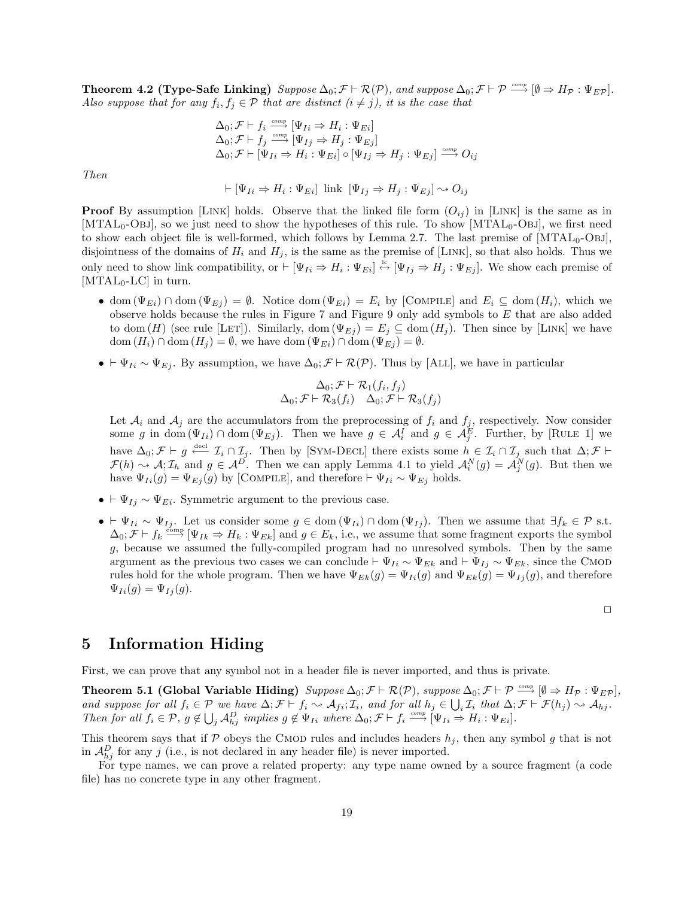**Theorem 4.2 (Type-Safe Linking)** *Suppose $\Delta_0; \mathcal{F} \vdash \mathcal{R}(\mathcal{P})$, and suppose $\Delta_0; \mathcal{F} \vdash \mathcal{P} \stackrel{comp}{\longrightarrow} [\emptyset \Rightarrow H_\mathcal{P} : \Psi_{E\mathcal{P}}]$. Also suppose that for any $f_i, f_j \in \mathcal{P}$ that are distinct ($i \neq j$), it is the case that*

$$
\begin{array}{l}
\Delta_0; \mathcal{F} \vdash f_i \stackrel{comp}{\longrightarrow} [\Psi_{Ii} \Rightarrow H_i : \Psi_{Ei}] \\
\Delta_0; \mathcal{F} \vdash f_j \stackrel{comp}{\longrightarrow} [\Psi_{Ij} \Rightarrow H_j : \Psi_{Ej}] \\
\Delta_0; \mathcal{F} \vdash [\Psi_{Ii} \Rightarrow H_i : \Psi_{Ei}] \circ [\Psi_{Ij} \Rightarrow H_j : \Psi_{Ej}] \stackrel{comp}{\longrightarrow} O_{ij}
\end{array}
$$

*Then*

$$\vdash [\Psi_{Ii} \Rightarrow H_i : \Psi_{Ei}] \text{ link } [\Psi_{Ij} \Rightarrow H_j : \Psi_{Ej}] \rightsquigarrow O_{ij}$$

**Proof** By assumption [Link] holds. Observe that the linked file form ($O_{ij}$) in [Link] is the same as in [MTAL$_0$-Obj], so we just need to show the hypotheses of this rule. To show [MTAL$_0$-Obj], we first need to show each object file is well-formed, which follows by Lemma 2.7. The last premise of [MTAL$_0$-Obj], disjointness of the domains of $H_i$ and $H_j$, is the same as the premise of [Link], so that also holds. Thus we only need to show link compatibility, or $\vdash [\Psi_{Ii} \Rightarrow H_i : \Psi_{Ei}] \stackrel{lc}{\leftrightarrow} [\Psi_{Ij} \Rightarrow H_j : \Psi_{Ej}]$. We show each premise of [MTAL$_0$-LC] in turn.

- $\text{dom}(\Psi_{Ei}) \cap \text{dom}(\Psi_{Ej}) = \emptyset$. Notice $\text{dom}(\Psi_{Ei}) = E_i$ by [Compile] and $E_i \subseteq \text{dom}(H_i)$, which we observe holds because the rules in Figure 7 and Figure 9 only add symbols to $E$ that are also added to $\text{dom}(H)$ (see rule [Let]). Similarly, $\text{dom}(\Psi_{Ej}) = E_j \subseteq \text{dom}(H_j)$. Then since by [Link] we have $\text{dom}(H_i) \cap \text{dom}(H_j) = \emptyset$, we have $\text{dom}(\Psi_{Ei}) \cap \text{dom}(\Psi_{Ej}) = \emptyset$.

- $\vdash \Psi_{Ii} \sim \Psi_{Ej}$. By assumption, we have $\Delta_0; \mathcal{F} \vdash \mathcal{R}(\mathcal{P})$. Thus by [All], we have in particular

$$
\begin{array}{c}
\Delta_0; \mathcal{F} \vdash \mathcal{R}_1(f_i, f_j) \\
\Delta_0; \mathcal{F} \vdash \mathcal{R}_3(f_i) \quad \Delta_0; \mathcal{F} \vdash \mathcal{R}_3(f_j)
\end{array}
$$

  Let $\mathcal{A}_i$ and $\mathcal{A}_j$ are the accumulators from the preprocessing of $f_i$ and $f_j$, respectively. Now consider some $g$ in $\text{dom}(\Psi_{Ii}) \cap \text{dom}(\Psi_{Ej})$. Then we have $g \in \mathcal{A}_i^I$ and $g \in \mathcal{A}_j^E$. Further, by [Rule 1] we have $\Delta_0; \mathcal{F} \vdash g \stackrel{\text{decl}}{\longleftarrow} \mathcal{I}_i \cap \mathcal{I}_j$. Then by [Sym-Decl] there exists some $h \in \mathcal{I}_i \cap \mathcal{I}_j$ such that $\Delta; \mathcal{F} \vdash \mathcal{F}(h) \rightsquigarrow \mathcal{A}; \mathcal{I}_h$ and $g \in \mathcal{A}^D$. Then we can apply Lemma 4.1 to yield $\mathcal{A}_i^N(g) = \mathcal{A}_j^N(g)$. But then we have $\Psi_{Ii}(g) = \Psi_{Ej}(g)$ by [Compile], and therefore $\vdash \Psi_{Ii} \sim \Psi_{Ej}$ holds.

- $\vdash \Psi_{Ij} \sim \Psi_{Ei}$. Symmetric argument to the previous case.

- $\vdash \Psi_{Ii} \sim \Psi_{Ij}$. Let us consider some $g \in \text{dom}(\Psi_{Ii}) \cap \text{dom}(\Psi_{Ij})$. Then we assume that $\exists f_k \in \mathcal{P}$ s.t. $\Delta_0; \mathcal{F} \vdash f_k \stackrel{\text{comp}}{\longrightarrow} [\Psi_{Ik} \Rightarrow H_k : \Psi_{Ek}]$ and $g \in E_k$, i.e., we assume that some fragment exports the symbol $g$, because we assumed the fully-compiled program had no unresolved symbols. Then by the same argument as the previous two cases we can conclude $\vdash \Psi_{Ii} \sim \Psi_{Ek}$ and $\vdash \Psi_{Ij} \sim \Psi_{Ek}$, since the CMod rules hold for the whole program. Then we have $\Psi_{Ek}(g) = \Psi_{Ii}(g)$ and $\Psi_{Ek}(g) = \Psi_{Ij}(g)$, and therefore $\Psi_{Ii}(g) = \Psi_{Ij}(g)$.

□

# 5 Information Hiding

First, we can prove that any symbol not in a header file is never imported, and thus is private.

**Theorem 5.1 (Global Variable Hiding)** *Suppose $\Delta_0; \mathcal{F} \vdash \mathcal{R}(\mathcal{P})$, suppose $\Delta_0; \mathcal{F} \vdash \mathcal{P} \stackrel{comp}{\longrightarrow} [\emptyset \Rightarrow H_\mathcal{P} : \Psi_{E\mathcal{P}}]$, and suppose for all $f_i \in \mathcal{P}$ we have $\Delta; \mathcal{F} \vdash f_i \rightsquigarrow \mathcal{A}_{fi}; \mathcal{I}_i$, and for all $h_j \in \bigcup_i \mathcal{I}_i$ that $\Delta; \mathcal{F} \vdash \mathcal{F}(h_j) \rightsquigarrow \mathcal{A}_{hj}$. Then for all $f_i \in \mathcal{P}$, $g \notin \bigcup_j \mathcal{A}_{hj}^D$ implies $g \notin \Psi_{Ii}$ where $\Delta_0; \mathcal{F} \vdash f_i \stackrel{comp}{\longrightarrow} [\Psi_{Ii} \Rightarrow H_i : \Psi_{Ei}]$.*

This theorem says that if $\mathcal{P}$ obeys the CMod rules and includes headers $h_j$, then any symbol $g$ that is not in $\mathcal{A}_{hj}^D$ for any $j$ (i.e., is not declared in any header file) is never imported.

For type names, we can prove a related property: any type name owned by a source fragment (a code file) has no concrete type in any other fragment.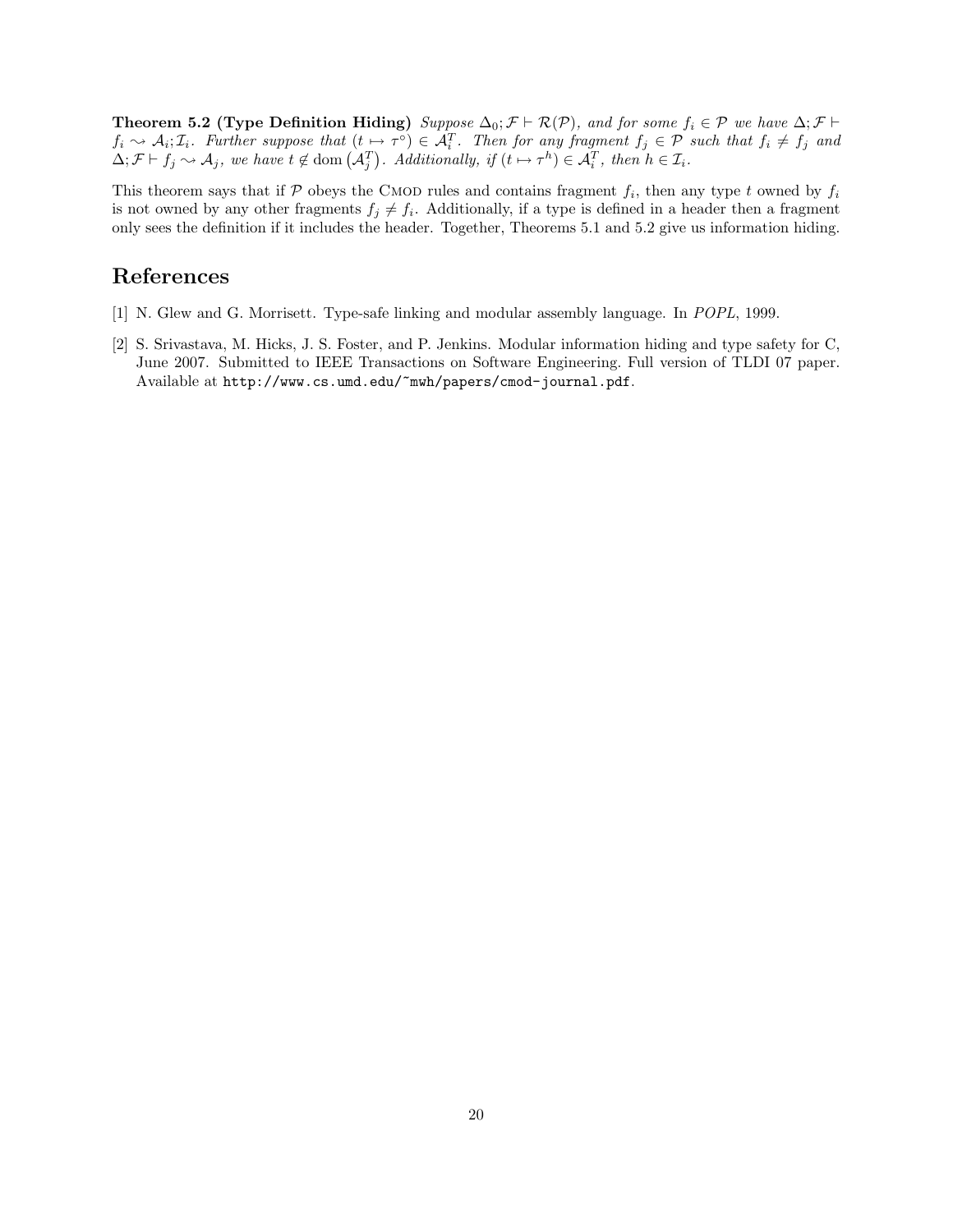**Theorem 5.2 (Type Definition Hiding)** *Suppose* $\Delta_0; \mathcal{F} \vdash \mathcal{R}(\mathcal{P})$*, and for some* $f_i \in \mathcal{P}$ *we have* $\Delta; \mathcal{F} \vdash f_i \rightsquigarrow \mathcal{A}_i; \mathcal{I}_i$*. Further suppose that* $(t \mapsto \tau^{\circ}) \in \mathcal{A}_i^T$*. Then for any fragment* $f_j \in \mathcal{P}$ *such that* $f_i \neq f_j$ *and* $\Delta; \mathcal{F} \vdash f_j \rightsquigarrow \mathcal{A}_j$*, we have* $t \notin \mathrm{dom}\left(\mathcal{A}_j^T\right)$*. Additionally, if* $(t \mapsto \tau^h) \in \mathcal{A}_i^T$*, then* $h \in \mathcal{I}_i$*.*

This theorem says that if $\mathcal{P}$ obeys the CMOD rules and contains fragment $f_i$, then any type $t$ owned by $f_i$ is not owned by any other fragments $f_j \neq f_i$. Additionally, if a type is defined in a header then a fragment only sees the definition if it includes the header. Together, Theorems 5.1 and 5.2 give us information hiding.

# References

[1] N. Glew and G. Morrisett. Type-safe linking and modular assembly language. In *POPL*, 1999.

[2] S. Srivastava, M. Hicks, J. S. Foster, and P. Jenkins. Modular information hiding and type safety for C, June 2007. Submitted to IEEE Transactions on Software Engineering. Full version of TLDI 07 paper. Available at `http://www.cs.umd.edu/~mwh/papers/cmod-journal.pdf`.